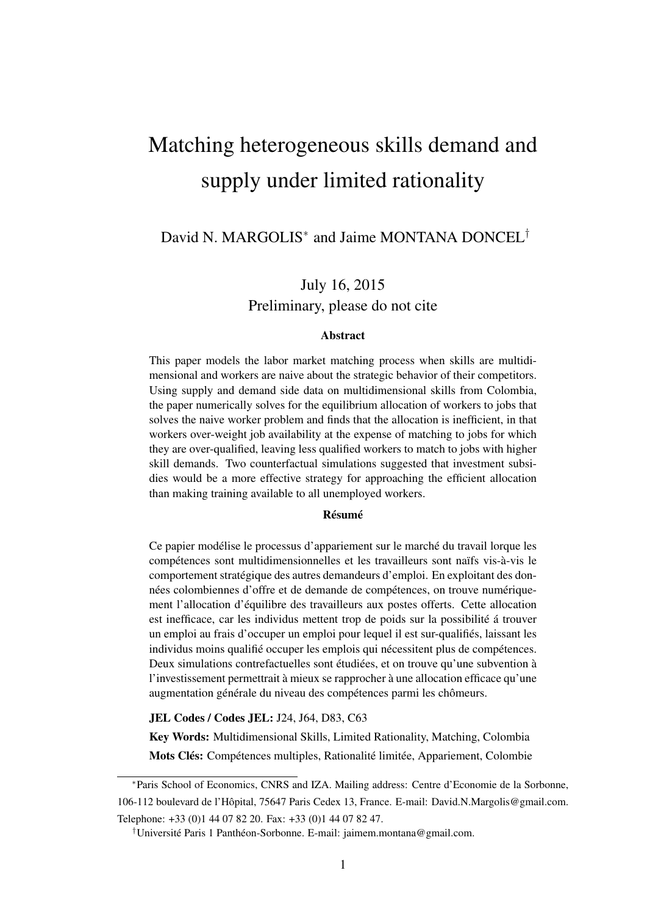# Matching heterogeneous skills demand and supply under limited rationality

David N. MARGOLIS[*] and Jaime MONTANA DONCEL[†]

July 16, 2015

Preliminary, please do not cite

### Abstract

This paper models the labor market matching process when skills are multidimensional and workers are naive about the strategic behavior of their competitors. Using supply and demand side data on multidimensional skills from Colombia, the paper numerically solves for the equilibrium allocation of workers to jobs that solves the naive worker problem and finds that the allocation is inefficient, in that workers over-weight job availability at the expense of matching to jobs for which they are over-qualified, leaving less qualified workers to match to jobs with higher skill demands. Two counterfactual simulations suggested that investment subsidies would be a more effective strategy for approaching the efficient allocation than making training available to all unemployed workers.

### Résumé

Ce papier modélise le processus d'appariement sur le marché du travail lorque les compétences sont multidimensionnelles et les travailleurs sont naïfs vis-à-vis le comportement stratégique des autres demandeurs d'emploi. En exploitant des données colombiennes d'offre et de demande de compétences, on trouve numériquement l'allocation d'équilibre des travailleurs aux postes offerts. Cette allocation est inefficace, car les individus mettent trop de poids sur la possibilité á trouver un emploi au frais d'occuper un emploi pour lequel il est sur-qualifiés, laissant les individus moins qualifié occuper les emplois qui nécessitent plus de compétences. Deux simulations contrefactuelles sont étudiées, et on trouve qu'une subvention à l'investissement permettrait à mieux se rapprocher à une allocation efficace qu'une augmentation générale du niveau des compétences parmi les chômeurs.

**JEL Codes / Codes JEL:** J24, J64, D83, C63

**Key Words:** Multidimensional Skills, Limited Rationality, Matching, Colombia

**Mots Clés:** Compétences multiples, Rationalité limitée, Appariement, Colombie

---

[*] Paris School of Economics, CNRS and IZA. Mailing address: Centre d'Economie de la Sorbonne, 106-112 boulevard de l'Hôpital, 75647 Paris Cedex 13, France. E-mail: David.N.Margolis@gmail.com. Telephone: +33 (0)1 44 07 82 20. Fax: +33 (0)1 44 07 82 47.

[†] Université Paris 1 Panthéon-Sorbonne. E-mail: jaimem.montana@gmail.com.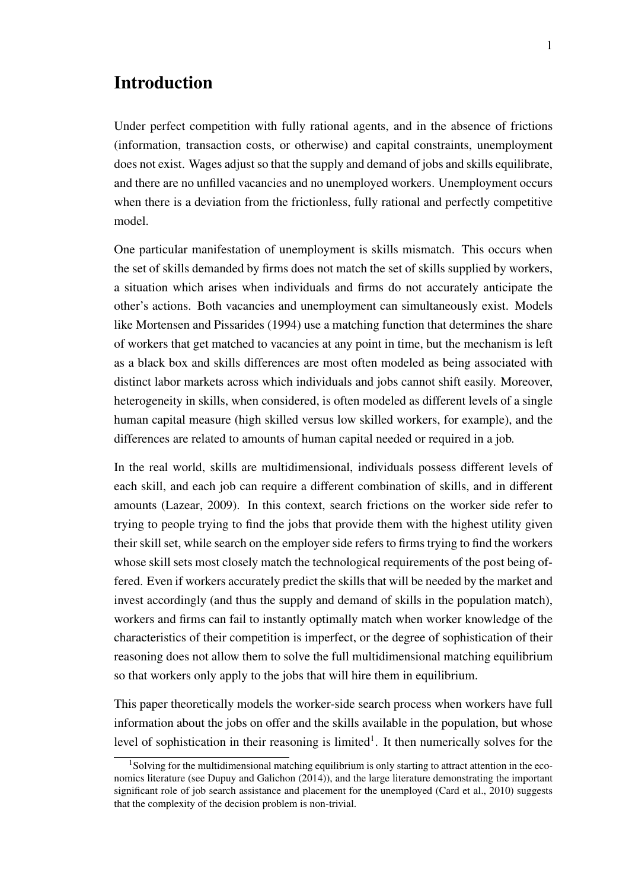# Introduction

Under perfect competition with fully rational agents, and in the absence of frictions (information, transaction costs, or otherwise) and capital constraints, unemployment does not exist. Wages adjust so that the supply and demand of jobs and skills equilibrate, and there are no unfilled vacancies and no unemployed workers. Unemployment occurs when there is a deviation from the frictionless, fully rational and perfectly competitive model.

One particular manifestation of unemployment is skills mismatch. This occurs when the set of skills demanded by firms does not match the set of skills supplied by workers, a situation which arises when individuals and firms do not accurately anticipate the other's actions. Both vacancies and unemployment can simultaneously exist. Models like Mortensen and Pissarides (1994) use a matching function that determines the share of workers that get matched to vacancies at any point in time, but the mechanism is left as a black box and skills differences are most often modeled as being associated with distinct labor markets across which individuals and jobs cannot shift easily. Moreover, heterogeneity in skills, when considered, is often modeled as different levels of a single human capital measure (high skilled versus low skilled workers, for example), and the differences are related to amounts of human capital needed or required in a job.

In the real world, skills are multidimensional, individuals possess different levels of each skill, and each job can require a different combination of skills, and in different amounts (Lazear, 2009). In this context, search frictions on the worker side refer to trying to people trying to find the jobs that provide them with the highest utility given their skill set, while search on the employer side refers to firms trying to find the workers whose skill sets most closely match the technological requirements of the post being offered. Even if workers accurately predict the skills that will be needed by the market and invest accordingly (and thus the supply and demand of skills in the population match), workers and firms can fail to instantly optimally match when worker knowledge of the characteristics of their competition is imperfect, or the degree of sophistication of their reasoning does not allow them to solve the full multidimensional matching equilibrium so that workers only apply to the jobs that will hire them in equilibrium.

This paper theoretically models the worker-side search process when workers have full information about the jobs on offer and the skills available in the population, but whose level of sophistication in their reasoning is limited[1]. It then numerically solves for the

[1] Solving for the multidimensional matching equilibrium is only starting to attract attention in the economics literature (see Dupuy and Galichon (2014)), and the large literature demonstrating the important significant role of job search assistance and placement for the unemployed (Card et al., 2010) suggests that the complexity of the decision problem is non-trivial.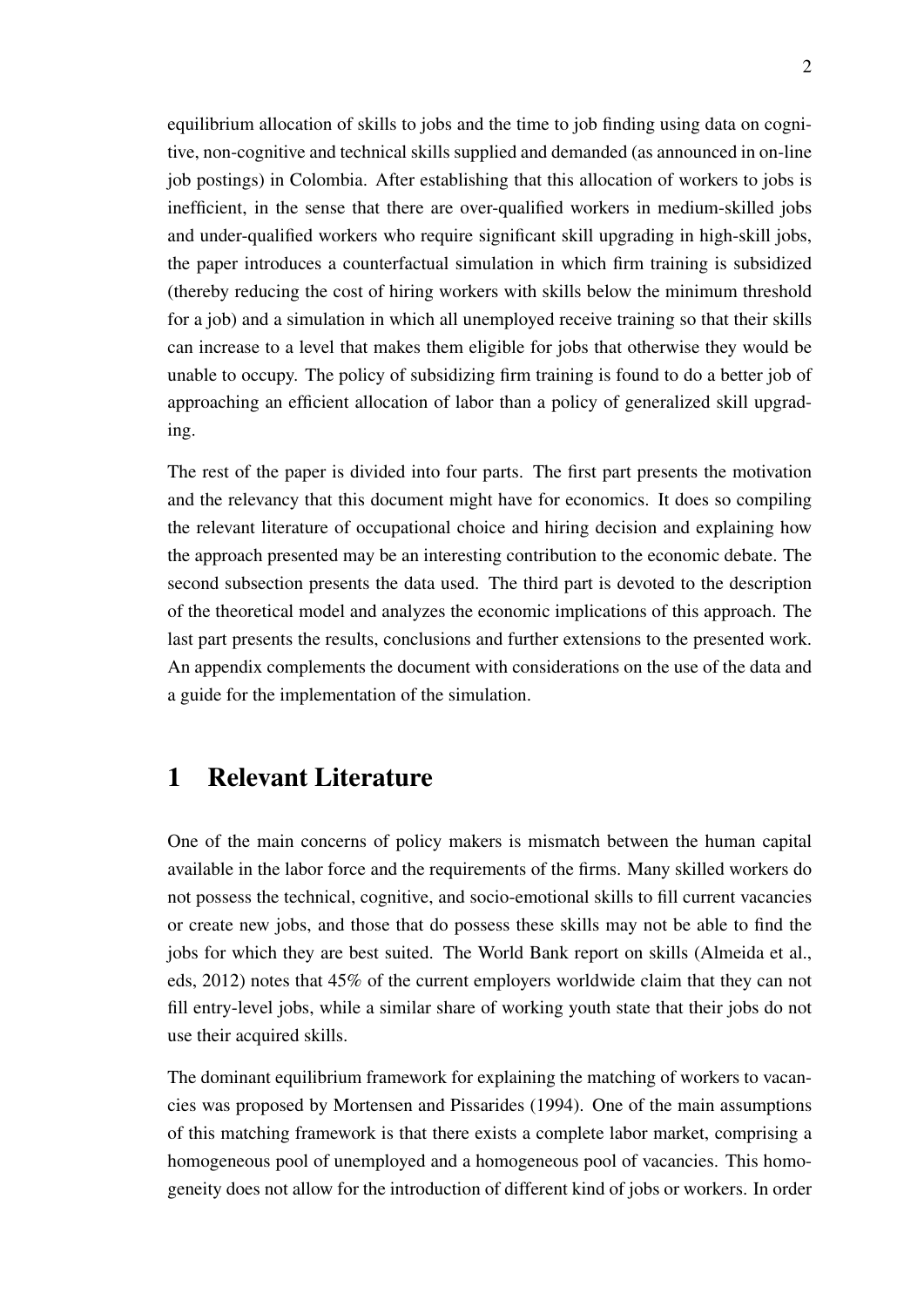equilibrium allocation of skills to jobs and the time to job finding using data on cognitive, non-cognitive and technical skills supplied and demanded (as announced in on-line job postings) in Colombia. After establishing that this allocation of workers to jobs is inefficient, in the sense that there are over-qualified workers in medium-skilled jobs and under-qualified workers who require significant skill upgrading in high-skill jobs, the paper introduces a counterfactual simulation in which firm training is subsidized (thereby reducing the cost of hiring workers with skills below the minimum threshold for a job) and a simulation in which all unemployed receive training so that their skills can increase to a level that makes them eligible for jobs that otherwise they would be unable to occupy. The policy of subsidizing firm training is found to do a better job of approaching an efficient allocation of labor than a policy of generalized skill upgrading.

The rest of the paper is divided into four parts. The first part presents the motivation and the relevancy that this document might have for economics. It does so compiling the relevant literature of occupational choice and hiring decision and explaining how the approach presented may be an interesting contribution to the economic debate. The second subsection presents the data used. The third part is devoted to the description of the theoretical model and analyzes the economic implications of this approach. The last part presents the results, conclusions and further extensions to the presented work. An appendix complements the document with considerations on the use of the data and a guide for the implementation of the simulation.

# 1 Relevant Literature

One of the main concerns of policy makers is mismatch between the human capital available in the labor force and the requirements of the firms. Many skilled workers do not possess the technical, cognitive, and socio-emotional skills to fill current vacancies or create new jobs, and those that do possess these skills may not be able to find the jobs for which they are best suited. The World Bank report on skills (Almeida et al., eds, 2012) notes that 45% of the current employers worldwide claim that they can not fill entry-level jobs, while a similar share of working youth state that their jobs do not use their acquired skills.

The dominant equilibrium framework for explaining the matching of workers to vacancies was proposed by Mortensen and Pissarides (1994). One of the main assumptions of this matching framework is that there exists a complete labor market, comprising a homogeneous pool of unemployed and a homogeneous pool of vacancies. This homogeneity does not allow for the introduction of different kind of jobs or workers. In order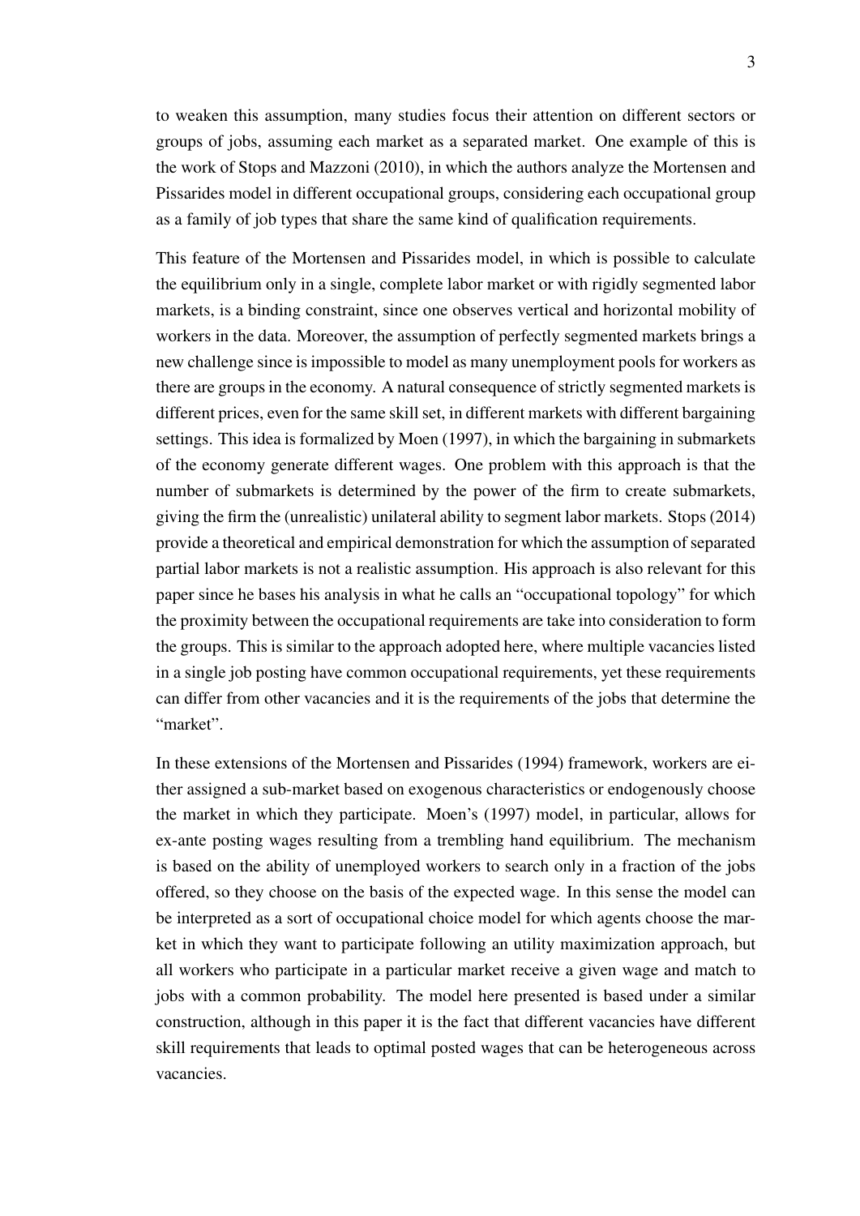to weaken this assumption, many studies focus their attention on different sectors or groups of jobs, assuming each market as a separated market. One example of this is the work of Stops and Mazzoni (2010), in which the authors analyze the Mortensen and Pissarides model in different occupational groups, considering each occupational group as a family of job types that share the same kind of qualification requirements.

This feature of the Mortensen and Pissarides model, in which is possible to calculate the equilibrium only in a single, complete labor market or with rigidly segmented labor markets, is a binding constraint, since one observes vertical and horizontal mobility of workers in the data. Moreover, the assumption of perfectly segmented markets brings a new challenge since is impossible to model as many unemployment pools for workers as there are groups in the economy. A natural consequence of strictly segmented markets is different prices, even for the same skill set, in different markets with different bargaining settings. This idea is formalized by Moen (1997), in which the bargaining in submarkets of the economy generate different wages. One problem with this approach is that the number of submarkets is determined by the power of the firm to create submarkets, giving the firm the (unrealistic) unilateral ability to segment labor markets. Stops (2014) provide a theoretical and empirical demonstration for which the assumption of separated partial labor markets is not a realistic assumption. His approach is also relevant for this paper since he bases his analysis in what he calls an "occupational topology" for which the proximity between the occupational requirements are take into consideration to form the groups. This is similar to the approach adopted here, where multiple vacancies listed in a single job posting have common occupational requirements, yet these requirements can differ from other vacancies and it is the requirements of the jobs that determine the "market".

In these extensions of the Mortensen and Pissarides (1994) framework, workers are either assigned a sub-market based on exogenous characteristics or endogenously choose the market in which they participate. Moen's (1997) model, in particular, allows for ex-ante posting wages resulting from a trembling hand equilibrium. The mechanism is based on the ability of unemployed workers to search only in a fraction of the jobs offered, so they choose on the basis of the expected wage. In this sense the model can be interpreted as a sort of occupational choice model for which agents choose the market in which they want to participate following an utility maximization approach, but all workers who participate in a particular market receive a given wage and match to jobs with a common probability. The model here presented is based under a similar construction, although in this paper it is the fact that different vacancies have different skill requirements that leads to optimal posted wages that can be heterogeneous across vacancies.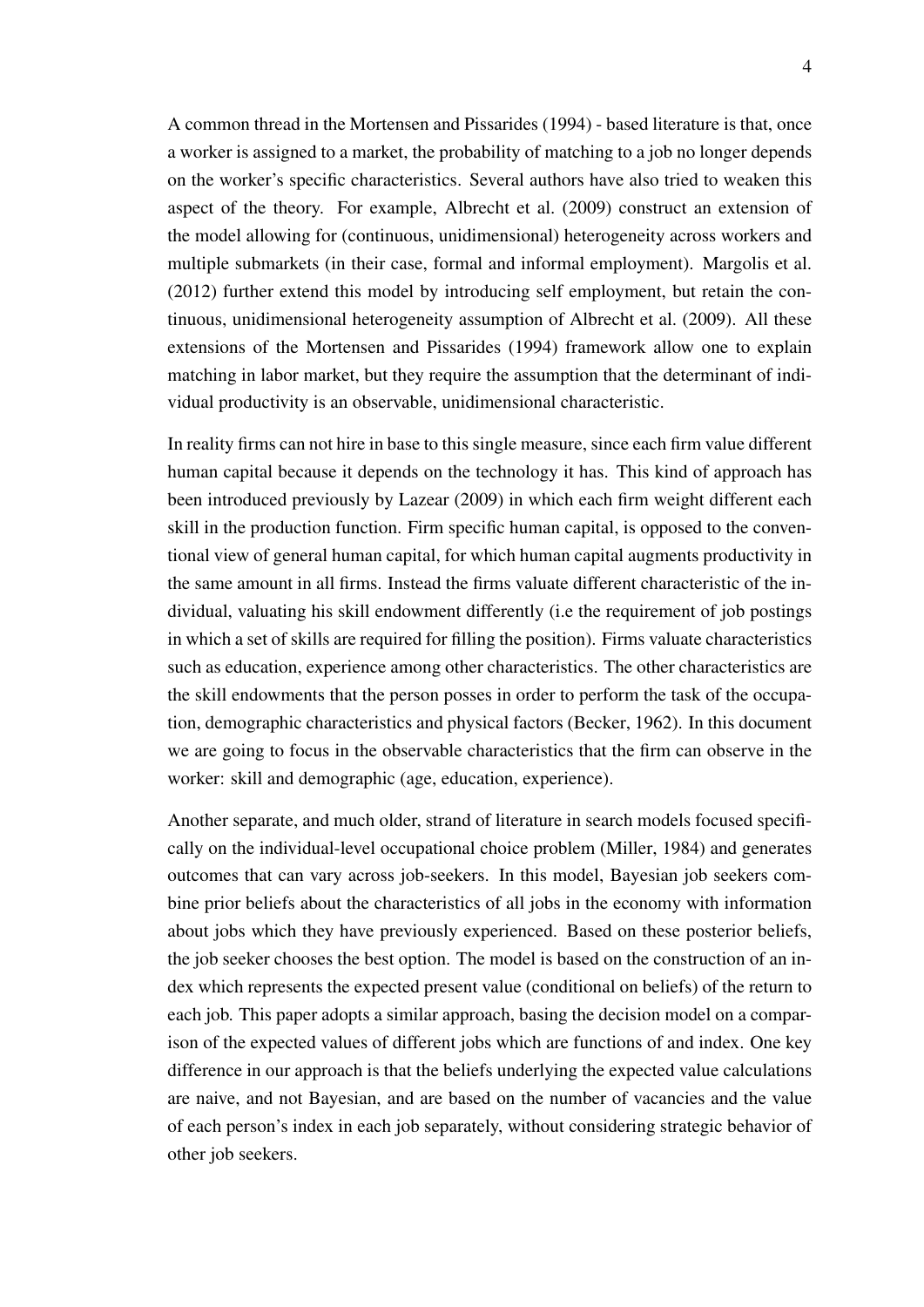A common thread in the Mortensen and Pissarides (1994) - based literature is that, once a worker is assigned to a market, the probability of matching to a job no longer depends on the worker's specific characteristics. Several authors have also tried to weaken this aspect of the theory. For example, Albrecht et al. (2009) construct an extension of the model allowing for (continuous, unidimensional) heterogeneity across workers and multiple submarkets (in their case, formal and informal employment). Margolis et al. (2012) further extend this model by introducing self employment, but retain the continuous, unidimensional heterogeneity assumption of Albrecht et al. (2009). All these extensions of the Mortensen and Pissarides (1994) framework allow one to explain matching in labor market, but they require the assumption that the determinant of individual productivity is an observable, unidimensional characteristic.

In reality firms can not hire in base to this single measure, since each firm value different human capital because it depends on the technology it has. This kind of approach has been introduced previously by Lazear (2009) in which each firm weight different each skill in the production function. Firm specific human capital, is opposed to the conventional view of general human capital, for which human capital augments productivity in the same amount in all firms. Instead the firms valuate different characteristic of the individual, valuating his skill endowment differently (i.e the requirement of job postings in which a set of skills are required for filling the position). Firms valuate characteristics such as education, experience among other characteristics. The other characteristics are the skill endowments that the person posses in order to perform the task of the occupation, demographic characteristics and physical factors (Becker, 1962). In this document we are going to focus in the observable characteristics that the firm can observe in the worker: skill and demographic (age, education, experience).

Another separate, and much older, strand of literature in search models focused specifically on the individual-level occupational choice problem (Miller, 1984) and generates outcomes that can vary across job-seekers. In this model, Bayesian job seekers combine prior beliefs about the characteristics of all jobs in the economy with information about jobs which they have previously experienced. Based on these posterior beliefs, the job seeker chooses the best option. The model is based on the construction of an index which represents the expected present value (conditional on beliefs) of the return to each job. This paper adopts a similar approach, basing the decision model on a comparison of the expected values of different jobs which are functions of and index. One key difference in our approach is that the beliefs underlying the expected value calculations are naive, and not Bayesian, and are based on the number of vacancies and the value of each person's index in each job separately, without considering strategic behavior of other job seekers.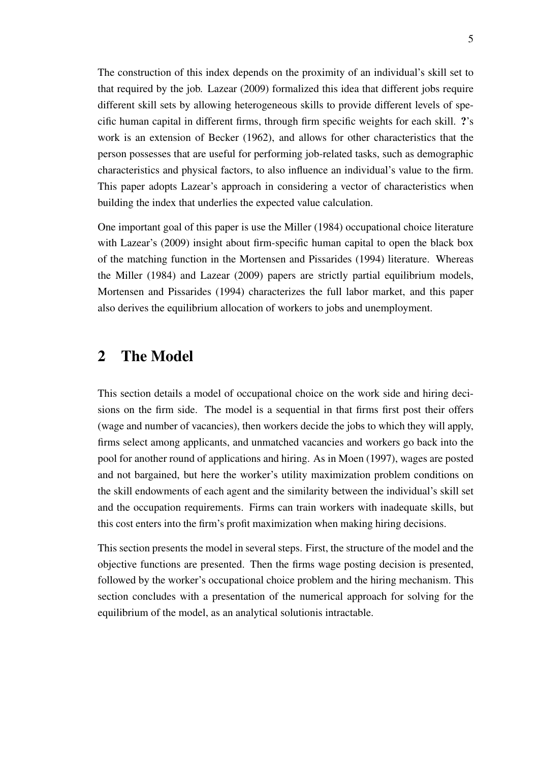The construction of this index depends on the proximity of an individual's skill set to that required by the job. Lazear (2009) formalized this idea that different jobs require different skill sets by allowing heterogeneous skills to provide different levels of specific human capital in different firms, through firm specific weights for each skill. **?**'s work is an extension of Becker (1962), and allows for other characteristics that the person possesses that are useful for performing job-related tasks, such as demographic characteristics and physical factors, to also influence an individual's value to the firm. This paper adopts Lazear's approach in considering a vector of characteristics when building the index that underlies the expected value calculation.

One important goal of this paper is use the Miller (1984) occupational choice literature with Lazear's (2009) insight about firm-specific human capital to open the black box of the matching function in the Mortensen and Pissarides (1994) literature. Whereas the Miller (1984) and Lazear (2009) papers are strictly partial equilibrium models, Mortensen and Pissarides (1994) characterizes the full labor market, and this paper also derives the equilibrium allocation of workers to jobs and unemployment.

## 2 The Model

This section details a model of occupational choice on the work side and hiring decisions on the firm side. The model is a sequential in that firms first post their offers (wage and number of vacancies), then workers decide the jobs to which they will apply, firms select among applicants, and unmatched vacancies and workers go back into the pool for another round of applications and hiring. As in Moen (1997), wages are posted and not bargained, but here the worker's utility maximization problem conditions on the skill endowments of each agent and the similarity between the individual's skill set and the occupation requirements. Firms can train workers with inadequate skills, but this cost enters into the firm's profit maximization when making hiring decisions.

This section presents the model in several steps. First, the structure of the model and the objective functions are presented. Then the firms wage posting decision is presented, followed by the worker's occupational choice problem and the hiring mechanism. This section concludes with a presentation of the numerical approach for solving for the equilibrium of the model, as an analytical solutionis intractable.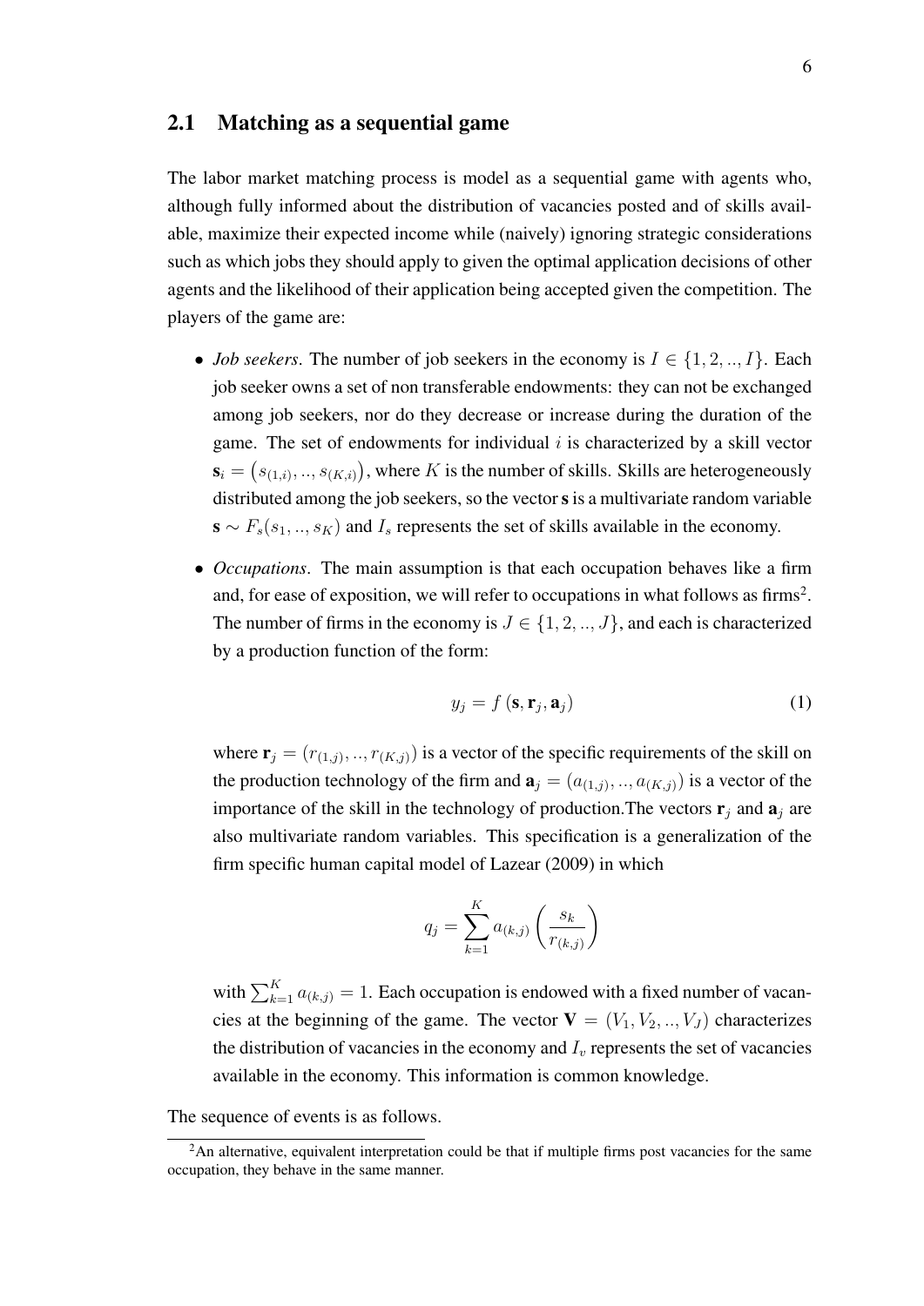## 2.1 Matching as a sequential game

The labor market matching process is model as a sequential game with agents who, although fully informed about the distribution of vacancies posted and of skills available, maximize their expected income while (naively) ignoring strategic considerations such as which jobs they should apply to given the optimal application decisions of other agents and the likelihood of their application being accepted given the competition. The players of the game are:

- *Job seekers*. The number of job seekers in the economy is $I \in \{1, 2, .., I\}$. Each job seeker owns a set of non transferable endowments: they can not be exchanged among job seekers, nor do they decrease or increase during the duration of the game. The set of endowments for individual $i$ is characterized by a skill vector $\mathbf{s}_i = \left(s_{(1,i)}, .., s_{(K,i)}\right)$, where $K$ is the number of skills. Skills are heterogeneously distributed among the job seekers, so the vector $\mathbf{s}$ is a multivariate random variable $\mathbf{s} \sim F_s(s_1, .., s_K)$ and $I_s$ represents the set of skills available in the economy.

- *Occupations*. The main assumption is that each occupation behaves like a firm and, for ease of exposition, we will refer to occupations in what follows as firms[2]. The number of firms in the economy is $J \in \{1, 2, .., J\}$, and each is characterized by a production function of the form:

$$y_j = f\left(\mathbf{s}, \mathbf{r}_j, \mathbf{a}_j\right) \tag{1}$$

  where $\mathbf{r}_j = \left(r_{(1,j)}, .., r_{(K,j)}\right)$ is a vector of the specific requirements of the skill on the production technology of the firm and $\mathbf{a}_j = \left(a_{(1,j)}, .., a_{(K,j)}\right)$ is a vector of the importance of the skill in the technology of production.The vectors $\mathbf{r}_j$ and $\mathbf{a}_j$ are also multivariate random variables. This specification is a generalization of the firm specific human capital model of Lazear (2009) in which

$$q_j = \sum_{k=1}^{K} a_{(k,j)} \left(\frac{s_k}{r_{(k,j)}}\right)$$

  with $\sum_{k=1}^{K} a_{(k,j)} = 1$. Each occupation is endowed with a fixed number of vacancies at the beginning of the game. The vector $\mathbf{V} = (V_1, V_2, .., V_J)$ characterizes the distribution of vacancies in the economy and $I_v$ represents the set of vacancies available in the economy. This information is common knowledge.

The sequence of events is as follows.

[2] An alternative, equivalent interpretation could be that if multiple firms post vacancies for the same occupation, they behave in the same manner.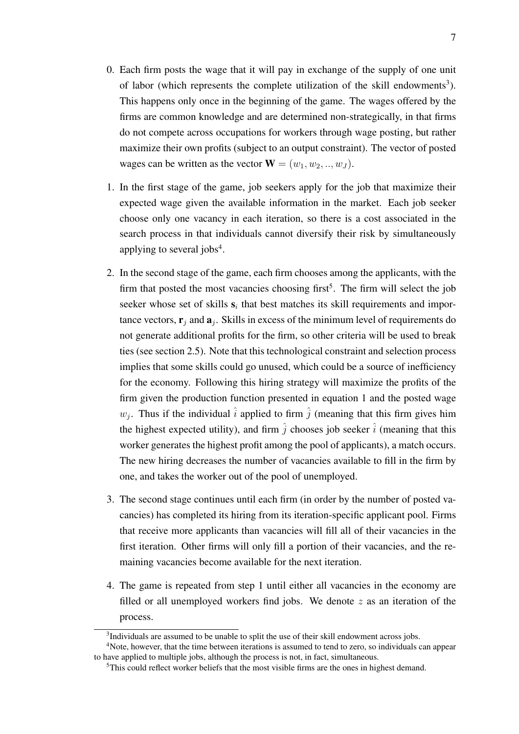0. Each firm posts the wage that it will pay in exchange of the supply of one unit of labor (which represents the complete utilization of the skill endowments[3]). This happens only once in the beginning of the game. The wages offered by the firms are common knowledge and are determined non-strategically, in that firms do not compete across occupations for workers through wage posting, but rather maximize their own profits (subject to an output constraint). The vector of posted wages can be written as the vector $\mathbf{W} = (w_1, w_2, .., w_J)$.

1. In the first stage of the game, job seekers apply for the job that maximize their expected wage given the available information in the market. Each job seeker choose only one vacancy in each iteration, so there is a cost associated in the search process in that individuals cannot diversify their risk by simultaneously applying to several jobs[4].

2. In the second stage of the game, each firm chooses among the applicants, with the firm that posted the most vacancies choosing first[5]. The firm will select the job seeker whose set of skills $\mathbf{s}_i$ that best matches its skill requirements and importance vectors, $\mathbf{r}_j$ and $\mathbf{a}_j$. Skills in excess of the minimum level of requirements do not generate additional profits for the firm, so other criteria will be used to break ties (see section 2.5). Note that this technological constraint and selection process implies that some skills could go unused, which could be a source of inefficiency for the economy. Following this hiring strategy will maximize the profits of the firm given the production function presented in equation 1 and the posted wage $w_j$. Thus if the individual $\hat{i}$ applied to firm $\hat{j}$ (meaning that this firm gives him the highest expected utility), and firm $\hat{j}$ chooses job seeker $\hat{i}$ (meaning that this worker generates the highest profit among the pool of applicants), a match occurs. The new hiring decreases the number of vacancies available to fill in the firm by one, and takes the worker out of the pool of unemployed.

3. The second stage continues until each firm (in order by the number of posted vacancies) has completed its hiring from its iteration-specific applicant pool. Firms that receive more applicants than vacancies will fill all of their vacancies in the first iteration. Other firms will only fill a portion of their vacancies, and the remaining vacancies become available for the next iteration.

4. The game is repeated from step 1 until either all vacancies in the economy are filled or all unemployed workers find jobs. We denote $z$ as an iteration of the process.

[3] Individuals are assumed to be unable to split the use of their skill endowment across jobs.

[4] Note, however, that the time between iterations is assumed to tend to zero, so individuals can appear to have applied to multiple jobs, although the process is not, in fact, simultaneous.

[5] This could reflect worker beliefs that the most visible firms are the ones in highest demand.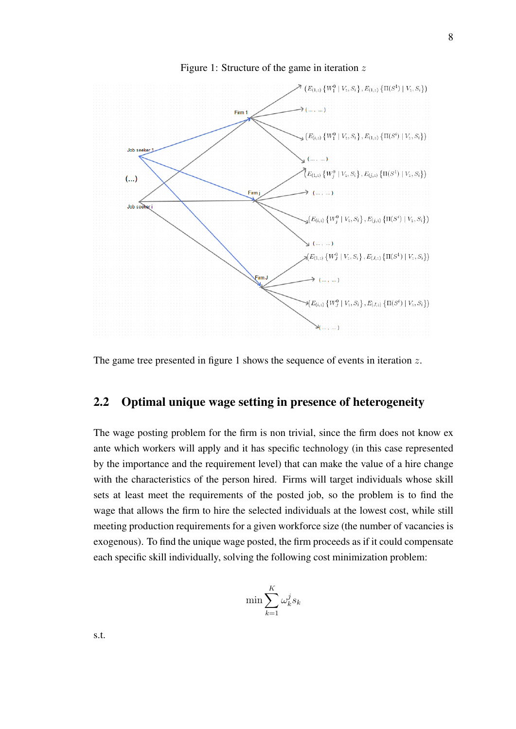Figure 1: Structure of the game in iteration $z$

The game tree presented in figure 1 shows the sequence of events in iteration $z$.

## 2.2 Optimal unique wage setting in presence of heterogeneity

The wage posting problem for the firm is non trivial, since the firm does not know ex ante which workers will apply and it has specific technology (in this case represented by the importance and the requirement level) that can make the value of a hire change with the characteristics of the person hired. Firms will target individuals whose skill sets at least meet the requirements of the posted job, so the problem is to find the wage that allows the firm to hire the selected individuals at the lowest cost, while still meeting production requirements for a given workforce size (the number of vacancies is exogenous). To find the unique wage posted, the firm proceeds as if it could compensate each specific skill individually, solving the following cost minimization problem:

$$\min \sum_{k=1}^{K} \omega_k^j s_k$$

s.t.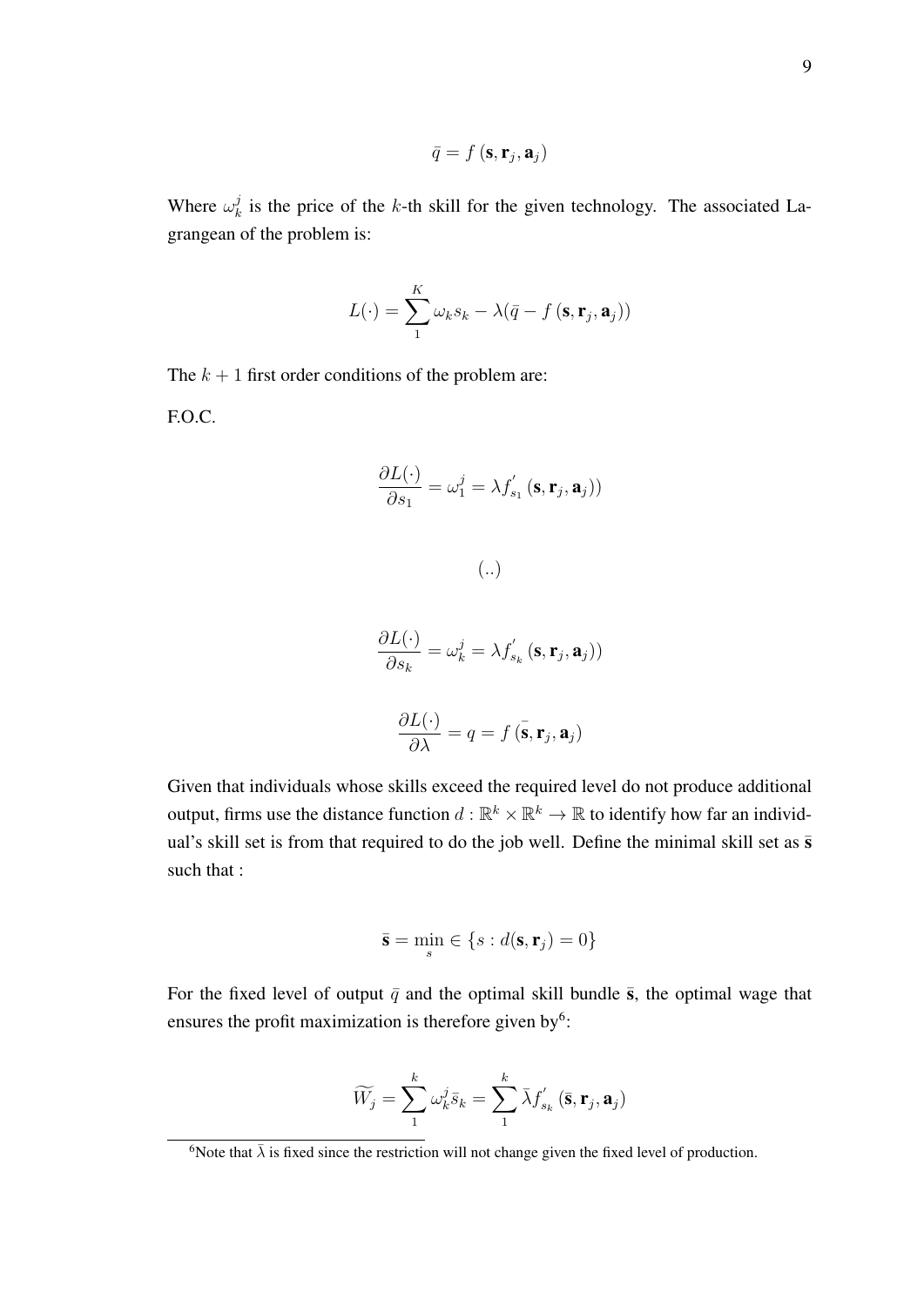$$\bar{q} = f(\mathbf{s}, \mathbf{r}_j, \mathbf{a}_j)$$

Where $\omega_k^j$ is the price of the $k$-th skill for the given technology. The associated Lagrangean of the problem is:

$$L(\cdot) = \sum_1^K \omega_k s_k - \lambda(\bar{q} - f(\mathbf{s}, \mathbf{r}_j, \mathbf{a}_j))$$

The $k+1$ first order conditions of the problem are:

F.O.C.

$$\frac{\partial L(\cdot)}{\partial s_1} = \omega_1^j = \lambda f_{s_1}^{'}(\mathbf{s}, \mathbf{r}_j, \mathbf{a}_j))$$

$$(..)$$

$$\frac{\partial L(\cdot)}{\partial s_k} = \omega_k^j = \lambda f_{s_k}^{'}(\mathbf{s}, \mathbf{r}_j, \mathbf{a}_j))$$

$$\frac{\partial L(\cdot)}{\partial \lambda} = q = f(\bar{\mathbf{s}}, \mathbf{r}_j, \mathbf{a}_j)$$

Given that individuals whose skills exceed the required level do not produce additional output, firms use the distance function $d : \mathbb{R}^k \times \mathbb{R}^k \rightarrow \mathbb{R}$ to identify how far an individual's skill set is from that required to do the job well. Define the minimal skill set as $\bar{\mathbf{s}}$ such that :

$$\bar{\mathbf{s}} = \min_s \in \{s : d(\mathbf{s}, \mathbf{r}_j) = 0\}$$

For the fixed level of output $\bar{q}$ and the optimal skill bundle $\bar{\mathbf{s}}$, the optimal wage that ensures the profit maximization is therefore given by[6]:

$$\widetilde{W}_j = \sum_1^k \omega_k^j \bar{s}_k = \sum_1^k \bar{\lambda} f_{s_k}^{'}(\bar{\mathbf{s}}, \mathbf{r}_j, \mathbf{a}_j)$$

[6]Note that $\bar{\lambda}$ is fixed since the restriction will not change given the fixed level of production.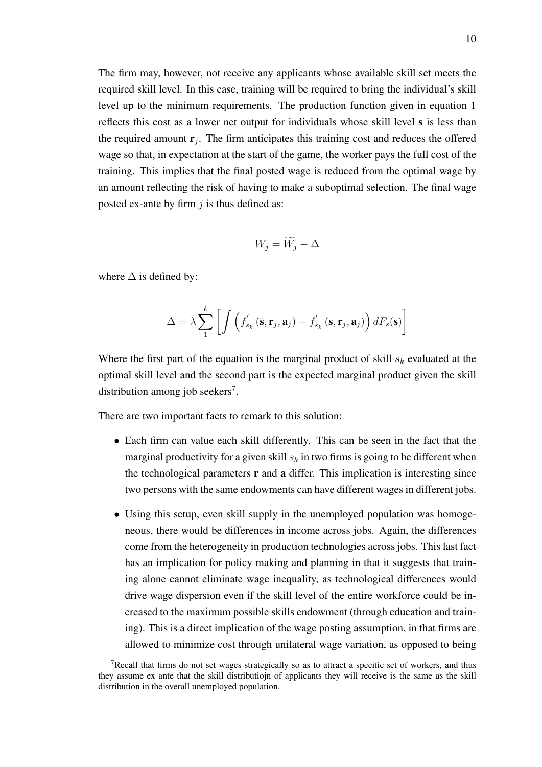The firm may, however, not receive any applicants whose available skill set meets the required skill level. In this case, training will be required to bring the individual's skill level up to the minimum requirements. The production function given in equation 1 reflects this cost as a lower net output for individuals whose skill level $\mathbf{s}$ is less than the required amount $\mathbf{r}_j$. The firm anticipates this training cost and reduces the offered wage so that, in expectation at the start of the game, the worker pays the full cost of the training. This implies that the final posted wage is reduced from the optimal wage by an amount reflecting the risk of having to make a suboptimal selection. The final wage posted ex-ante by firm $j$ is thus defined as:

$$W_j = \widetilde{W}_j - \Delta$$

where $\Delta$ is defined by:

$$\Delta = \bar{\lambda} \sum_{1}^{k} \left[ \int \left( f^{'}_{s_k} \left( \bar{\mathbf{s}}, \mathbf{r}_j, \mathbf{a}_j \right) - f^{'}_{s_k} \left( \mathbf{s}, \mathbf{r}_j, \mathbf{a}_j \right) \right) dF_s(\mathbf{s}) \right]$$

Where the first part of the equation is the marginal product of skill $s_k$ evaluated at the optimal skill level and the second part is the expected marginal product given the skill distribution among job seekers[7].

There are two important facts to remark to this solution:

- Each firm can value each skill differently. This can be seen in the fact that the marginal productivity for a given skill $s_k$ in two firms is going to be different when the technological parameters $\mathbf{r}$ and $\mathbf{a}$ differ. This implication is interesting since two persons with the same endowments can have different wages in different jobs.
- Using this setup, even skill supply in the unemployed population was homogeneous, there would be differences in income across jobs. Again, the differences come from the heterogeneity in production technologies across jobs. This last fact has an implication for policy making and planning in that it suggests that training alone cannot eliminate wage inequality, as technological differences would drive wage dispersion even if the skill level of the entire workforce could be increased to the maximum possible skills endowment (through education and training). This is a direct implication of the wage posting assumption, in that firms are allowed to minimize cost through unilateral wage variation, as opposed to being

[7] Recall that firms do not set wages strategically so as to attract a specific set of workers, and thus they assume ex ante that the skill distributiojn of applicants they will receive is the same as the skill distribution in the overall unemployed population.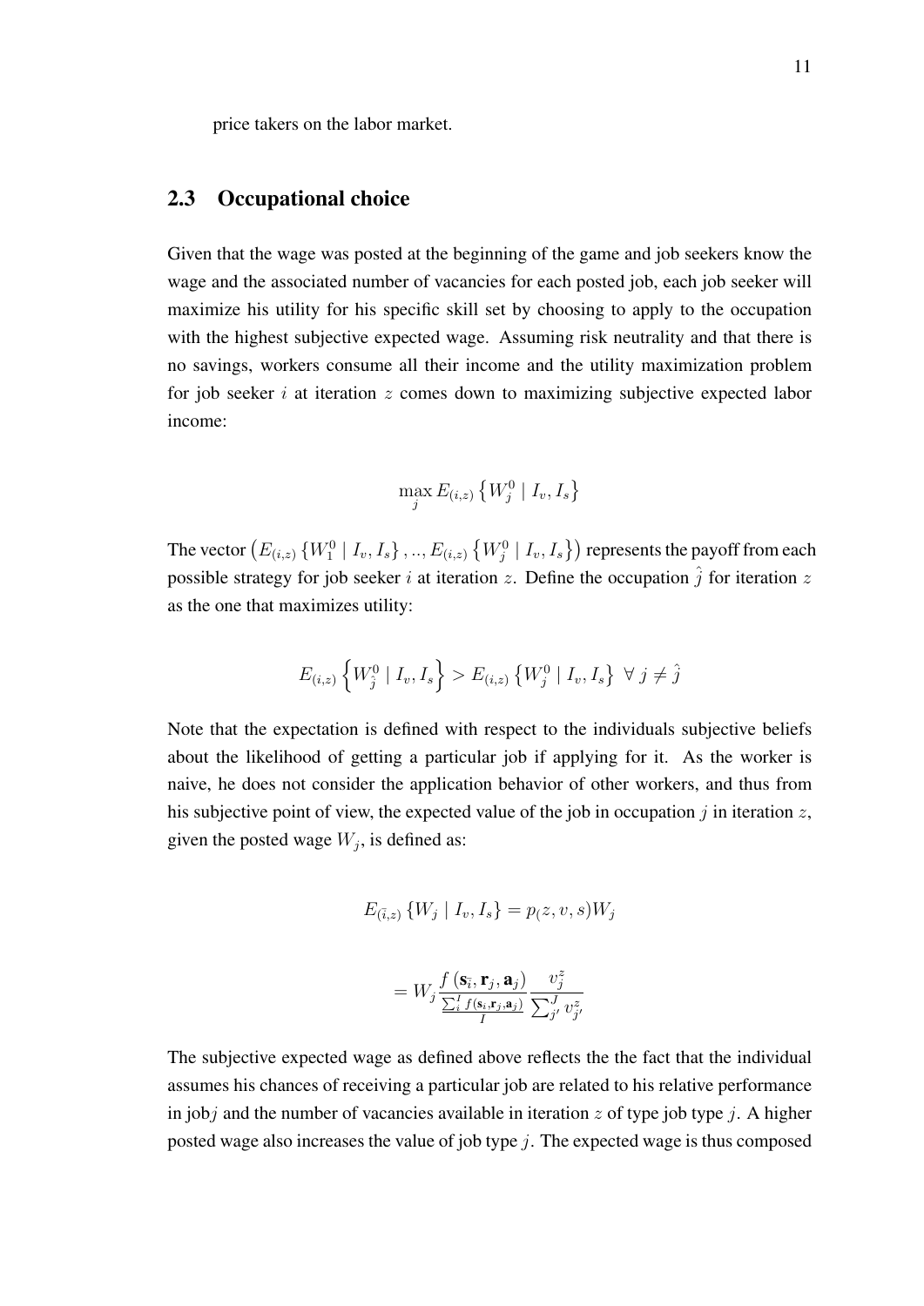price takers on the labor market.

## 2.3 Occupational choice

Given that the wage was posted at the beginning of the game and job seekers know the wage and the associated number of vacancies for each posted job, each job seeker will maximize his utility for his specific skill set by choosing to apply to the occupation with the highest subjective expected wage. Assuming risk neutrality and that there is no savings, workers consume all their income and the utility maximization problem for job seeker $i$ at iteration $z$ comes down to maximizing subjective expected labor income:

$$\max_j E_{(i,z)} \left\{ W_j^0 \mid I_v, I_s \right\}$$

The vector $\left( E_{(i,z)} \left\{ W_1^0 \mid I_v, I_s \right\}, .., E_{(i,z)} \left\{ W_j^0 \mid I_v, I_s \right\} \right)$ represents the payoff from each possible strategy for job seeker $i$ at iteration $z$. Define the occupation $\hat{j}$ for iteration $z$ as the one that maximizes utility:

$$E_{(i,z)} \left\{ W_{\hat{j}}^0 \mid I_v, I_s \right\} > E_{(i,z)} \left\{ W_j^0 \mid I_v, I_s \right\} \ \forall \ j \neq \hat{j}$$

Note that the expectation is defined with respect to the individuals subjective beliefs about the likelihood of getting a particular job if applying for it. As the worker is naive, he does not consider the application behavior of other workers, and thus from his subjective point of view, the expected value of the job in occupation $j$ in iteration $z$, given the posted wage $W_j$, is defined as:

$$E_{(\bar{i},z)} \left\{ W_j \mid I_v, I_s \right\} = p_(z, v, s) W_j$$

$$= W_j \frac{f\left(\mathbf{s}_{\bar{i}}, \mathbf{r}_j, \mathbf{a}_j\right)}{\frac{\sum_i^I f(\mathbf{s}_i, \mathbf{r}_j, \mathbf{a}_j)}{I}} \frac{v_j^z}{\sum_{j'}^J v_{j'}^z}$$

The subjective expected wage as defined above reflects the the fact that the individual assumes his chances of receiving a particular job are related to his relative performance in job$j$ and the number of vacancies available in iteration $z$ of type job type $j$. A higher posted wage also increases the value of job type $j$. The expected wage is thus composed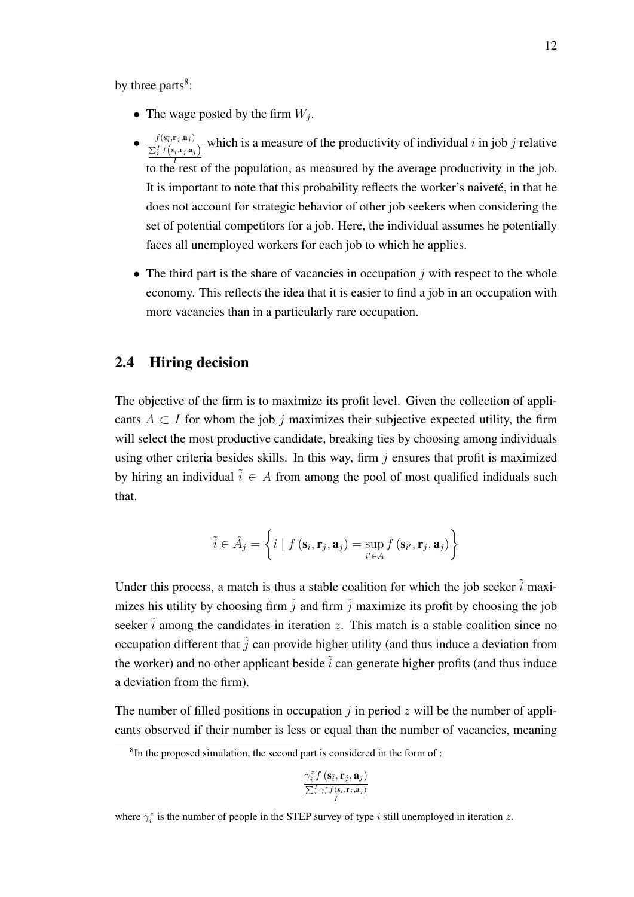by three parts[8]:

- The wage posted by the firm $W_j$.
- $\frac{f(\mathbf{s}_{\tilde{i}},\mathbf{r}_j,\mathbf{a}_j)}{\frac{\sum_i^I f\left(\mathbf{s}_i,\mathbf{r}_j,\mathbf{a}_j\right)}{I}}$ which is a measure of the productivity of individual $i$ in job $j$ relative to the rest of the population, as measured by the average productivity in the job. It is important to note that this probability reflects the worker's naiveté, in that he does not account for strategic behavior of other job seekers when considering the set of potential competitors for a job. Here, the individual assumes he potentially faces all unemployed workers for each job to which he applies.
- The third part is the share of vacancies in occupation $j$ with respect to the whole economy. This reflects the idea that it is easier to find a job in an occupation with more vacancies than in a particularly rare occupation.

## 2.4 Hiring decision

The objective of the firm is to maximize its profit level. Given the collection of applicants $A \subset I$ for whom the job $j$ maximizes their subjective expected utility, the firm will select the most productive candidate, breaking ties by choosing among individuals using other criteria besides skills. In this way, firm $j$ ensures that profit is maximized by hiring an individual $\tilde{i} \in A$ from among the pool of most qualified indiduals such that.

$$\tilde{i} \in \hat{A}_j = \left\{ i \mid f\left(\mathbf{s}_i, \mathbf{r}_j, \mathbf{a}_j\right) = \sup_{i' \in A} f\left(\mathbf{s}_{i'}, \mathbf{r}_j, \mathbf{a}_j\right) \right\}$$

Under this process, a match is thus a stable coalition for which the job seeker $\tilde{i}$ maximizes his utility by choosing firm $\tilde{j}$ and firm $\tilde{j}$ maximize its profit by choosing the job seeker $\tilde{i}$ among the candidates in iteration $z$. This match is a stable coalition since no occupation different that $\tilde{j}$ can provide higher utility (and thus induce a deviation from the worker) and no other applicant beside $\tilde{i}$ can generate higher profits (and thus induce a deviation from the firm).

The number of filled positions in occupation $j$ in period $z$ will be the number of applicants observed if their number is less or equal than the number of vacancies, meaning

---

[8] In the proposed simulation, the second part is considered in the form of :

$$\frac{\gamma_{\tilde{i}}^z f\left(\mathbf{s}_{\tilde{i}}, \mathbf{r}_j, \mathbf{a}_j\right)}{\frac{\sum_i^I \gamma_i^z f(\mathbf{s}_i, \mathbf{r}_j, \mathbf{a}_j)}{I}}$$

where $\gamma_i^z$ is the number of people in the STEP survey of type $i$ still unemployed in iteration $z$.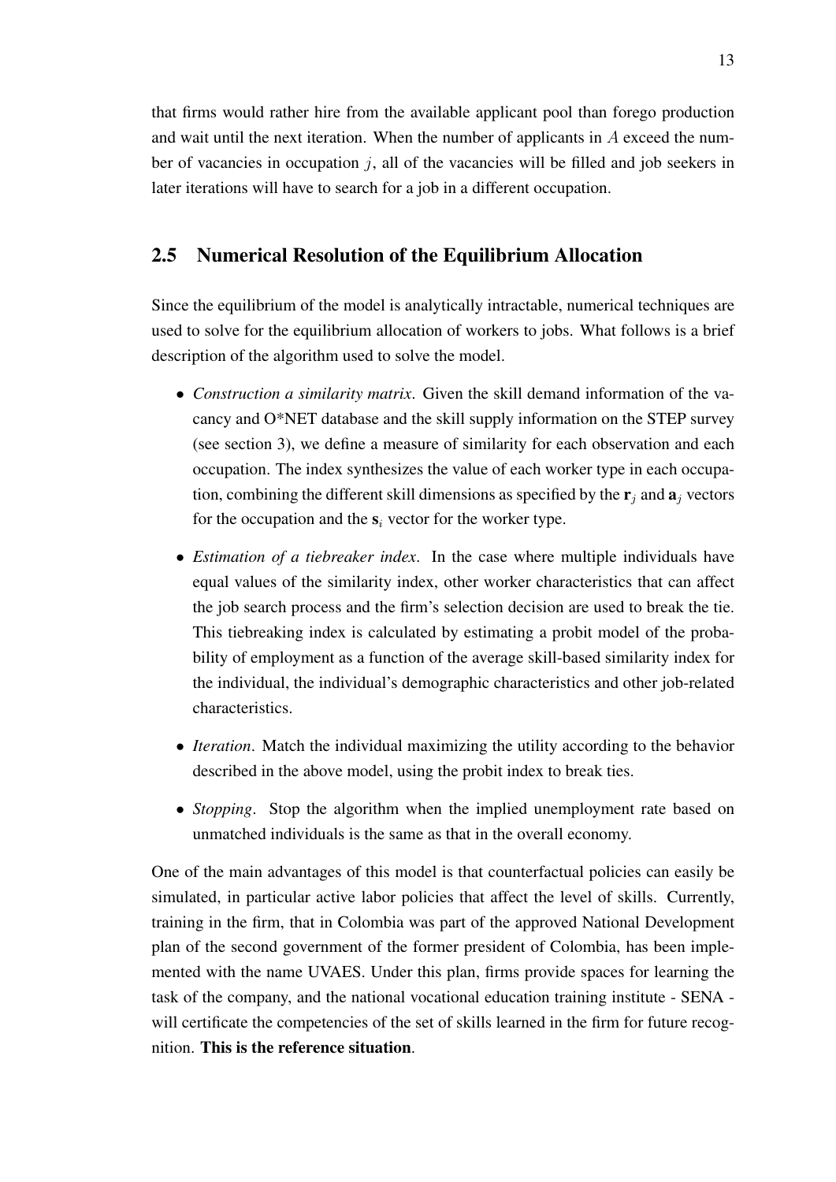that firms would rather hire from the available applicant pool than forego production and wait until the next iteration. When the number of applicants in $A$ exceed the number of vacancies in occupation $j$, all of the vacancies will be filled and job seekers in later iterations will have to search for a job in a different occupation.

## 2.5 Numerical Resolution of the Equilibrium Allocation

Since the equilibrium of the model is analytically intractable, numerical techniques are used to solve for the equilibrium allocation of workers to jobs. What follows is a brief description of the algorithm used to solve the model.

- *Construction a similarity matrix*. Given the skill demand information of the vacancy and O*NET database and the skill supply information on the STEP survey (see section 3), we define a measure of similarity for each observation and each occupation. The index synthesizes the value of each worker type in each occupation, combining the different skill dimensions as specified by the $\mathbf{r}_j$ and $\mathbf{a}_j$ vectors for the occupation and the $\mathbf{s}_i$ vector for the worker type.
- *Estimation of a tiebreaker index*. In the case where multiple individuals have equal values of the similarity index, other worker characteristics that can affect the job search process and the firm's selection decision are used to break the tie. This tiebreaking index is calculated by estimating a probit model of the probability of employment as a function of the average skill-based similarity index for the individual, the individual's demographic characteristics and other job-related characteristics.
- *Iteration*. Match the individual maximizing the utility according to the behavior described in the above model, using the probit index to break ties.
- *Stopping*. Stop the algorithm when the implied unemployment rate based on unmatched individuals is the same as that in the overall economy.

One of the main advantages of this model is that counterfactual policies can easily be simulated, in particular active labor policies that affect the level of skills. Currently, training in the firm, that in Colombia was part of the approved National Development plan of the second government of the former president of Colombia, has been implemented with the name UVAES. Under this plan, firms provide spaces for learning the task of the company, and the national vocational education training institute - SENA - will certificate the competencies of the set of skills learned in the firm for future recognition. **This is the reference situation**.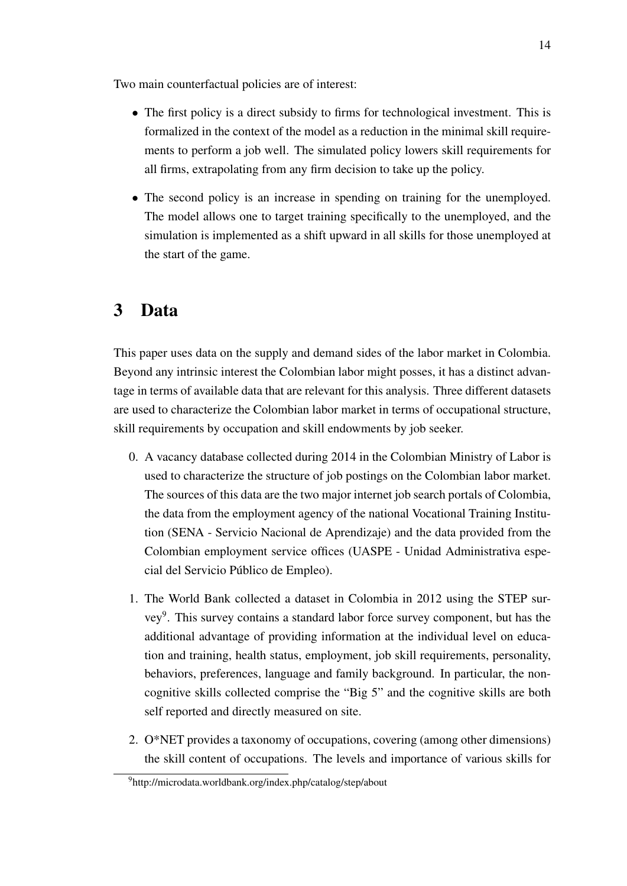Two main counterfactual policies are of interest:

- The first policy is a direct subsidy to firms for technological investment. This is formalized in the context of the model as a reduction in the minimal skill requirements to perform a job well. The simulated policy lowers skill requirements for all firms, extrapolating from any firm decision to take up the policy.
- The second policy is an increase in spending on training for the unemployed. The model allows one to target training specifically to the unemployed, and the simulation is implemented as a shift upward in all skills for those unemployed at the start of the game.

# 3 Data

This paper uses data on the supply and demand sides of the labor market in Colombia. Beyond any intrinsic interest the Colombian labor might posses, it has a distinct advantage in terms of available data that are relevant for this analysis. Three different datasets are used to characterize the Colombian labor market in terms of occupational structure, skill requirements by occupation and skill endowments by job seeker.

0. A vacancy database collected during 2014 in the Colombian Ministry of Labor is used to characterize the structure of job postings on the Colombian labor market. The sources of this data are the two major internet job search portals of Colombia, the data from the employment agency of the national Vocational Training Institution (SENA - Servicio Nacional de Aprendizaje) and the data provided from the Colombian employment service offices (UASPE - Unidad Administrativa especial del Servicio Público de Empleo).

1. The World Bank collected a dataset in Colombia in 2012 using the STEP survey[9]. This survey contains a standard labor force survey component, but has the additional advantage of providing information at the individual level on education and training, health status, employment, job skill requirements, personality, behaviors, preferences, language and family background. In particular, the non-cognitive skills collected comprise the "Big 5" and the cognitive skills are both self reported and directly measured on site.

2. O*NET provides a taxonomy of occupations, covering (among other dimensions) the skill content of occupations. The levels and importance of various skills for

[9] http://microdata.worldbank.org/index.php/catalog/step/about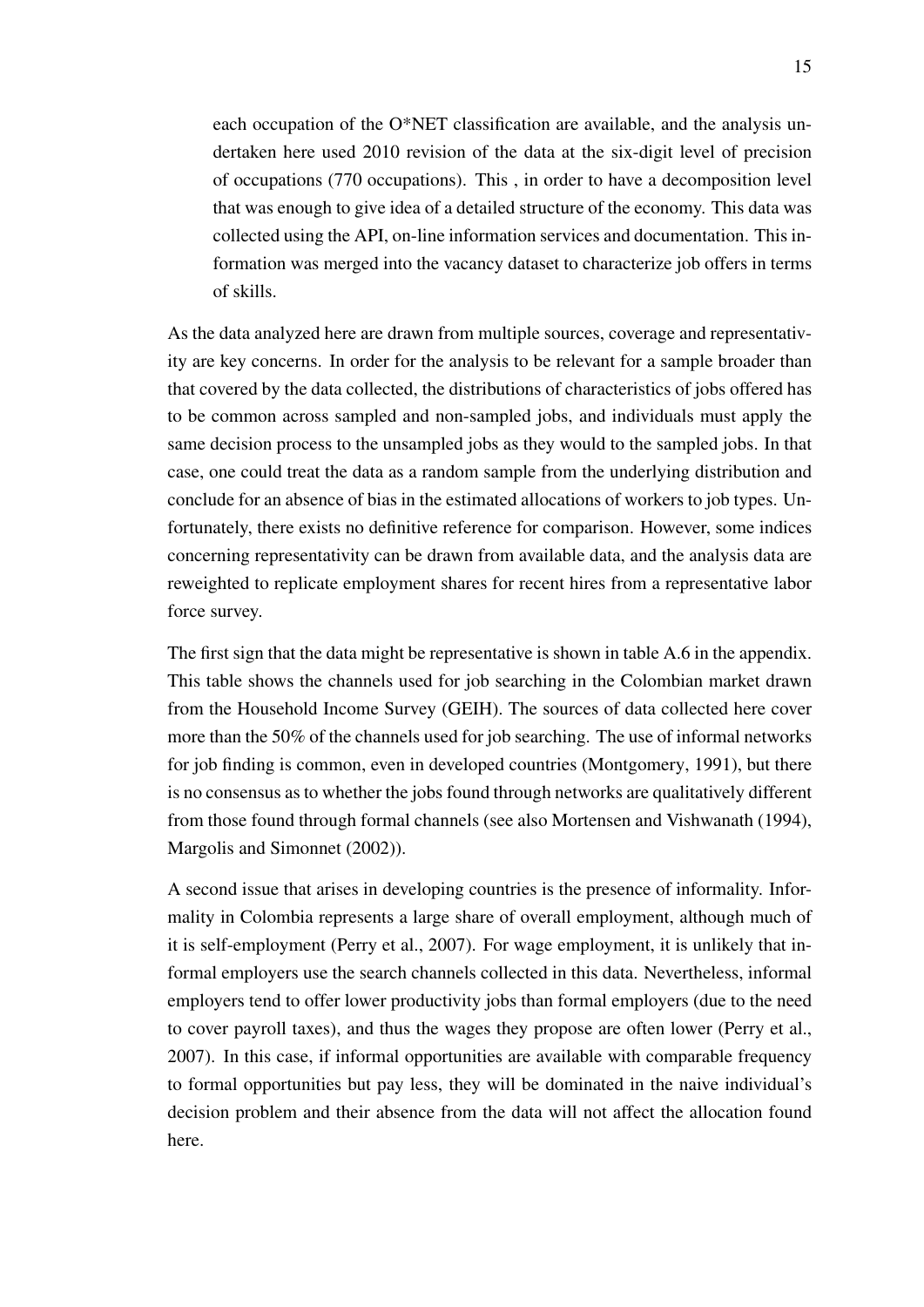each occupation of the O*NET classification are available, and the analysis undertaken here used 2010 revision of the data at the six-digit level of precision of occupations (770 occupations). This , in order to have a decomposition level that was enough to give idea of a detailed structure of the economy. This data was collected using the API, on-line information services and documentation. This information was merged into the vacancy dataset to characterize job offers in terms of skills.

As the data analyzed here are drawn from multiple sources, coverage and representativity are key concerns. In order for the analysis to be relevant for a sample broader than that covered by the data collected, the distributions of characteristics of jobs offered has to be common across sampled and non-sampled jobs, and individuals must apply the same decision process to the unsampled jobs as they would to the sampled jobs. In that case, one could treat the data as a random sample from the underlying distribution and conclude for an absence of bias in the estimated allocations of workers to job types. Unfortunately, there exists no definitive reference for comparison. However, some indices concerning representativity can be drawn from available data, and the analysis data are reweighted to replicate employment shares for recent hires from a representative labor force survey.

The first sign that the data might be representative is shown in table A.6 in the appendix. This table shows the channels used for job searching in the Colombian market drawn from the Household Income Survey (GEIH). The sources of data collected here cover more than the 50% of the channels used for job searching. The use of informal networks for job finding is common, even in developed countries (Montgomery, 1991), but there is no consensus as to whether the jobs found through networks are qualitatively different from those found through formal channels (see also Mortensen and Vishwanath (1994), Margolis and Simonnet (2002)).

A second issue that arises in developing countries is the presence of informality. Informality in Colombia represents a large share of overall employment, although much of it is self-employment (Perry et al., 2007). For wage employment, it is unlikely that informal employers use the search channels collected in this data. Nevertheless, informal employers tend to offer lower productivity jobs than formal employers (due to the need to cover payroll taxes), and thus the wages they propose are often lower (Perry et al., 2007). In this case, if informal opportunities are available with comparable frequency to formal opportunities but pay less, they will be dominated in the naive individual's decision problem and their absence from the data will not affect the allocation found here.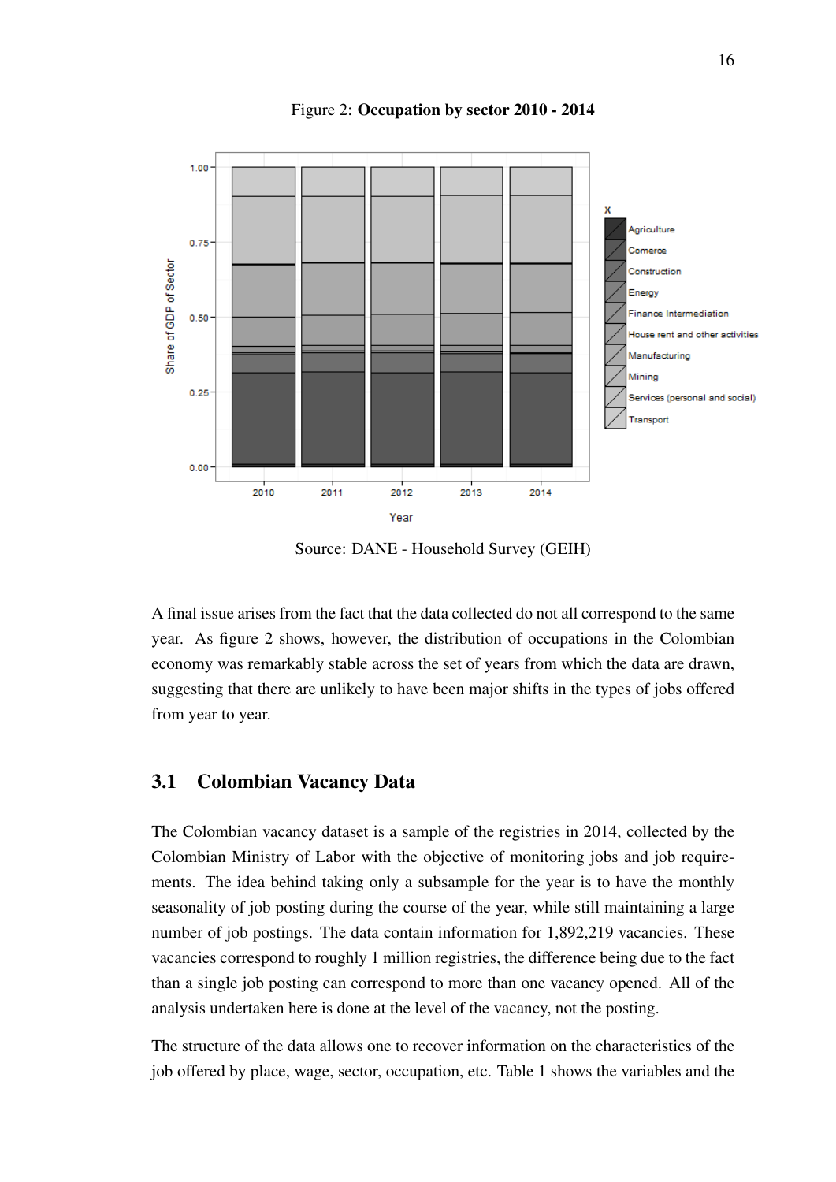Figure 2: **Occupation by sector 2010 - 2014**

Source: DANE - Household Survey (GEIH)

A final issue arises from the fact that the data collected do not all correspond to the same year. As figure 2 shows, however, the distribution of occupations in the Colombian economy was remarkably stable across the set of years from which the data are drawn, suggesting that there are unlikely to have been major shifts in the types of jobs offered from year to year.

## 3.1 Colombian Vacancy Data

The Colombian vacancy dataset is a sample of the registries in 2014, collected by the Colombian Ministry of Labor with the objective of monitoring jobs and job requirements. The idea behind taking only a subsample for the year is to have the monthly seasonality of job posting during the course of the year, while still maintaining a large number of job postings. The data contain information for 1,892,219 vacancies. These vacancies correspond to roughly 1 million registries, the difference being due to the fact than a single job posting can correspond to more than one vacancy opened. All of the analysis undertaken here is done at the level of the vacancy, not the posting.

The structure of the data allows one to recover information on the characteristics of the job offered by place, wage, sector, occupation, etc. Table 1 shows the variables and the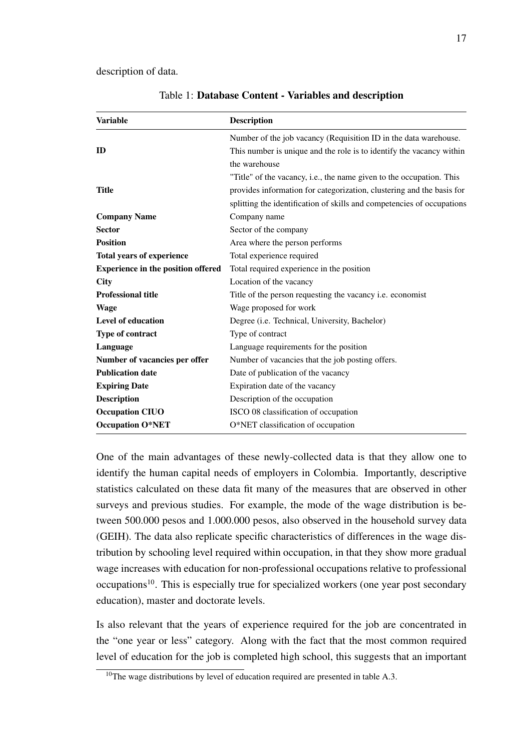description of data.

Table 1: **Database Content - Variables and description**

| Variable | Description |
|---|---|
| **ID** | Number of the job vacancy (Requisition ID in the data warehouse. This number is unique and the role is to identify the vacancy within the warehouse |
| **Title** | "Title" of the vacancy, i.e., the name given to the occupation. This provides information for categorization, clustering and the basis for splitting the identification of skills and competencies of occupations |
| **Company Name** | Company name |
| **Sector** | Sector of the company |
| **Position** | Area where the person performs |
| **Total years of experience** | Total experience required |
| **Experience in the position offered** | Total required experience in the position |
| **City** | Location of the vacancy |
| **Professional title** | Title of the person requesting the vacancy i.e. economist |
| **Wage** | Wage proposed for work |
| **Level of education** | Degree (i.e. Technical, University, Bachelor) |
| **Type of contract** | Type of contract |
| **Language** | Language requirements for the position |
| **Number of vacancies per offer** | Number of vacancies that the job posting offers. |
| **Publication date** | Date of publication of the vacancy |
| **Expiring Date** | Expiration date of the vacancy |
| **Description** | Description of the occupation |
| **Occupation CIUO** | ISCO 08 classification of occupation |
| **Occupation O*NET** | O*NET classification of occupation |

One of the main advantages of these newly-collected data is that they allow one to identify the human capital needs of employers in Colombia. Importantly, descriptive statistics calculated on these data fit many of the measures that are observed in other surveys and previous studies. For example, the mode of the wage distribution is between 500.000 pesos and 1.000.000 pesos, also observed in the household survey data (GEIH). The data also replicate specific characteristics of differences in the wage distribution by schooling level required within occupation, in that they show more gradual wage increases with education for non-professional occupations relative to professional occupations[10]. This is especially true for specialized workers (one year post secondary education), master and doctorate levels.

Is also relevant that the years of experience required for the job are concentrated in the "one year or less" category. Along with the fact that the most common required level of education for the job is completed high school, this suggests that an important

[10] The wage distributions by level of education required are presented in table A.3.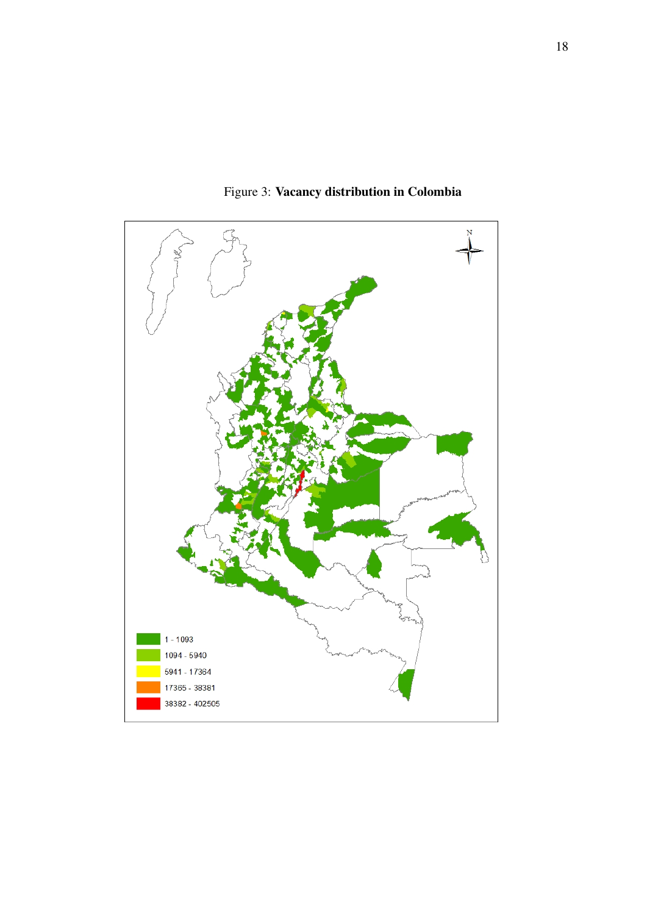Figure 3: **Vacancy distribution in Colombia**

1 - 1093
1094 - 5940
5941 - 17364
17365 - 38381
38382 - 402505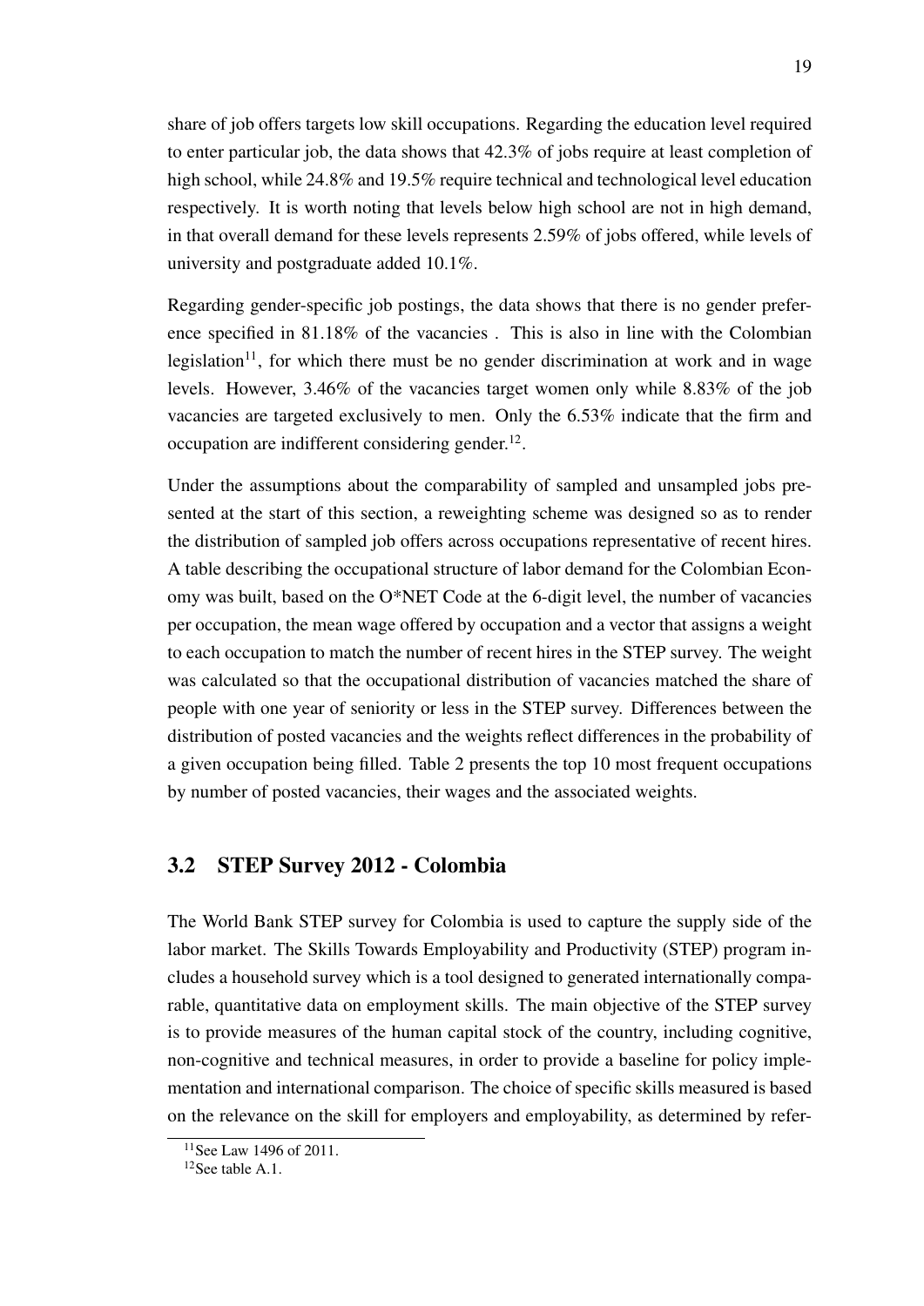share of job offers targets low skill occupations. Regarding the education level required to enter particular job, the data shows that 42.3% of jobs require at least completion of high school, while 24.8% and 19.5% require technical and technological level education respectively. It is worth noting that levels below high school are not in high demand, in that overall demand for these levels represents 2.59% of jobs offered, while levels of university and postgraduate added 10.1%.

Regarding gender-specific job postings, the data shows that there is no gender preference specified in 81.18% of the vacancies . This is also in line with the Colombian legislation[11], for which there must be no gender discrimination at work and in wage levels. However, 3.46% of the vacancies target women only while 8.83% of the job vacancies are targeted exclusively to men. Only the 6.53% indicate that the firm and occupation are indifferent considering gender.[12].

Under the assumptions about the comparability of sampled and unsampled jobs presented at the start of this section, a reweighting scheme was designed so as to render the distribution of sampled job offers across occupations representative of recent hires. A table describing the occupational structure of labor demand for the Colombian Economy was built, based on the O*NET Code at the 6-digit level, the number of vacancies per occupation, the mean wage offered by occupation and a vector that assigns a weight to each occupation to match the number of recent hires in the STEP survey. The weight was calculated so that the occupational distribution of vacancies matched the share of people with one year of seniority or less in the STEP survey. Differences between the distribution of posted vacancies and the weights reflect differences in the probability of a given occupation being filled. Table 2 presents the top 10 most frequent occupations by number of posted vacancies, their wages and the associated weights.

## 3.2 STEP Survey 2012 - Colombia

The World Bank STEP survey for Colombia is used to capture the supply side of the labor market. The Skills Towards Employability and Productivity (STEP) program includes a household survey which is a tool designed to generated internationally comparable, quantitative data on employment skills. The main objective of the STEP survey is to provide measures of the human capital stock of the country, including cognitive, non-cognitive and technical measures, in order to provide a baseline for policy implementation and international comparison. The choice of specific skills measured is based on the relevance on the skill for employers and employability, as determined by refer-

[11] See Law 1496 of 2011.

[12] See table A.1.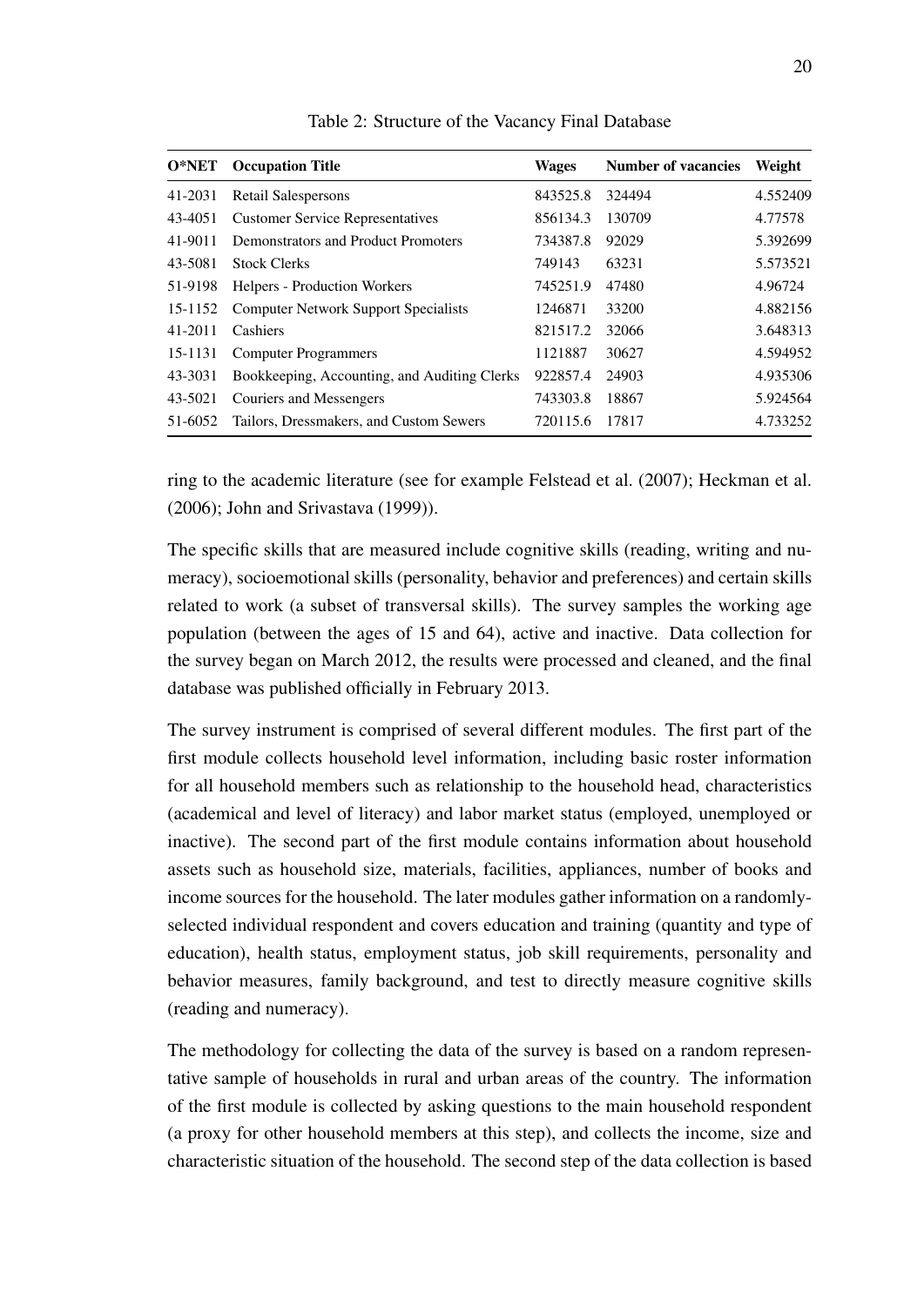Table 2: Structure of the Vacancy Final Database

| O*NET | Occupation Title | Wages | Number of vacancies | Weight |
|---|---|---|---|---|
| 41-2031 | Retail Salespersons | 843525.8 | 324494 | 4.552409 |
| 43-4051 | Customer Service Representatives | 856134.3 | 130709 | 4.77578 |
| 41-9011 | Demonstrators and Product Promoters | 734387.8 | 92029 | 5.392699 |
| 43-5081 | Stock Clerks | 749143 | 63231 | 5.573521 |
| 51-9198 | Helpers - Production Workers | 745251.9 | 47480 | 4.96724 |
| 15-1152 | Computer Network Support Specialists | 1246871 | 33200 | 4.882156 |
| 41-2011 | Cashiers | 821517.2 | 32066 | 3.648313 |
| 15-1131 | Computer Programmers | 1121887 | 30627 | 4.594952 |
| 43-3031 | Bookkeeping, Accounting, and Auditing Clerks | 922857.4 | 24903 | 4.935306 |
| 43-5021 | Couriers and Messengers | 743303.8 | 18867 | 5.924564 |
| 51-6052 | Tailors, Dressmakers, and Custom Sewers | 720115.6 | 17817 | 4.733252 |

ring to the academic literature (see for example Felstead et al. (2007); Heckman et al. (2006); John and Srivastava (1999)).

The specific skills that are measured include cognitive skills (reading, writing and numeracy), socioemotional skills (personality, behavior and preferences) and certain skills related to work (a subset of transversal skills). The survey samples the working age population (between the ages of 15 and 64), active and inactive. Data collection for the survey began on March 2012, the results were processed and cleaned, and the final database was published officially in February 2013.

The survey instrument is comprised of several different modules. The first part of the first module collects household level information, including basic roster information for all household members such as relationship to the household head, characteristics (academical and level of literacy) and labor market status (employed, unemployed or inactive). The second part of the first module contains information about household assets such as household size, materials, facilities, appliances, number of books and income sources for the household. The later modules gather information on a randomly-selected individual respondent and covers education and training (quantity and type of education), health status, employment status, job skill requirements, personality and behavior measures, family background, and test to directly measure cognitive skills (reading and numeracy).

The methodology for collecting the data of the survey is based on a random representative sample of households in rural and urban areas of the country. The information of the first module is collected by asking questions to the main household respondent (a proxy for other household members at this step), and collects the income, size and characteristic situation of the household. The second step of the data collection is based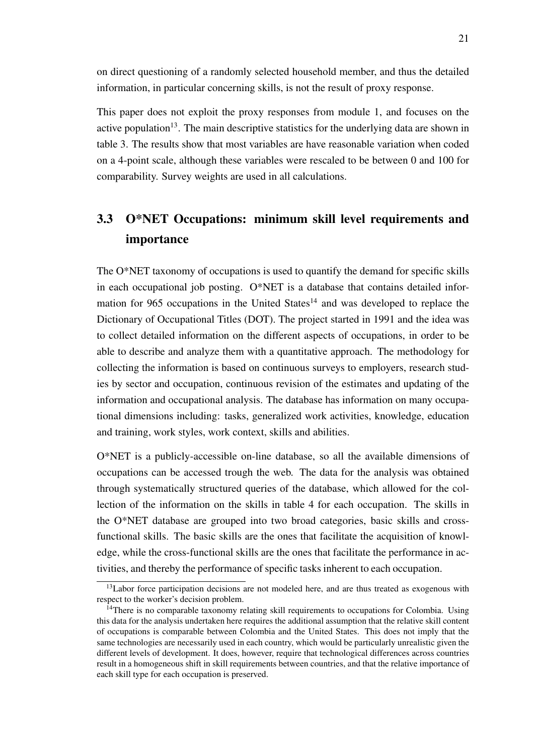on direct questioning of a randomly selected household member, and thus the detailed information, in particular concerning skills, is not the result of proxy response.

This paper does not exploit the proxy responses from module 1, and focuses on the active population[13]. The main descriptive statistics for the underlying data are shown in table 3. The results show that most variables are have reasonable variation when coded on a 4-point scale, although these variables were rescaled to be between 0 and 100 for comparability. Survey weights are used in all calculations.

## 3.3 O*NET Occupations: minimum skill level requirements and importance

The O*NET taxonomy of occupations is used to quantify the demand for specific skills in each occupational job posting. O*NET is a database that contains detailed information for 965 occupations in the United States[14] and was developed to replace the Dictionary of Occupational Titles (DOT). The project started in 1991 and the idea was to collect detailed information on the different aspects of occupations, in order to be able to describe and analyze them with a quantitative approach. The methodology for collecting the information is based on continuous surveys to employers, research studies by sector and occupation, continuous revision of the estimates and updating of the information and occupational analysis. The database has information on many occupational dimensions including: tasks, generalized work activities, knowledge, education and training, work styles, work context, skills and abilities.

O*NET is a publicly-accessible on-line database, so all the available dimensions of occupations can be accessed trough the web. The data for the analysis was obtained through systematically structured queries of the database, which allowed for the collection of the information on the skills in table 4 for each occupation. The skills in the O*NET database are grouped into two broad categories, basic skills and cross-functional skills. The basic skills are the ones that facilitate the acquisition of knowledge, while the cross-functional skills are the ones that facilitate the performance in activities, and thereby the performance of specific tasks inherent to each occupation.

[13] Labor force participation decisions are not modeled here, and are thus treated as exogenous with respect to the worker's decision problem.

[14] There is no comparable taxonomy relating skill requirements to occupations for Colombia. Using this data for the analysis undertaken here requires the additional assumption that the relative skill content of occupations is comparable between Colombia and the United States. This does not imply that the same technologies are necessarily used in each country, which would be particularly unrealistic given the different levels of development. It does, however, require that technological differences across countries result in a homogeneous shift in skill requirements between countries, and that the relative importance of each skill type for each occupation is preserved.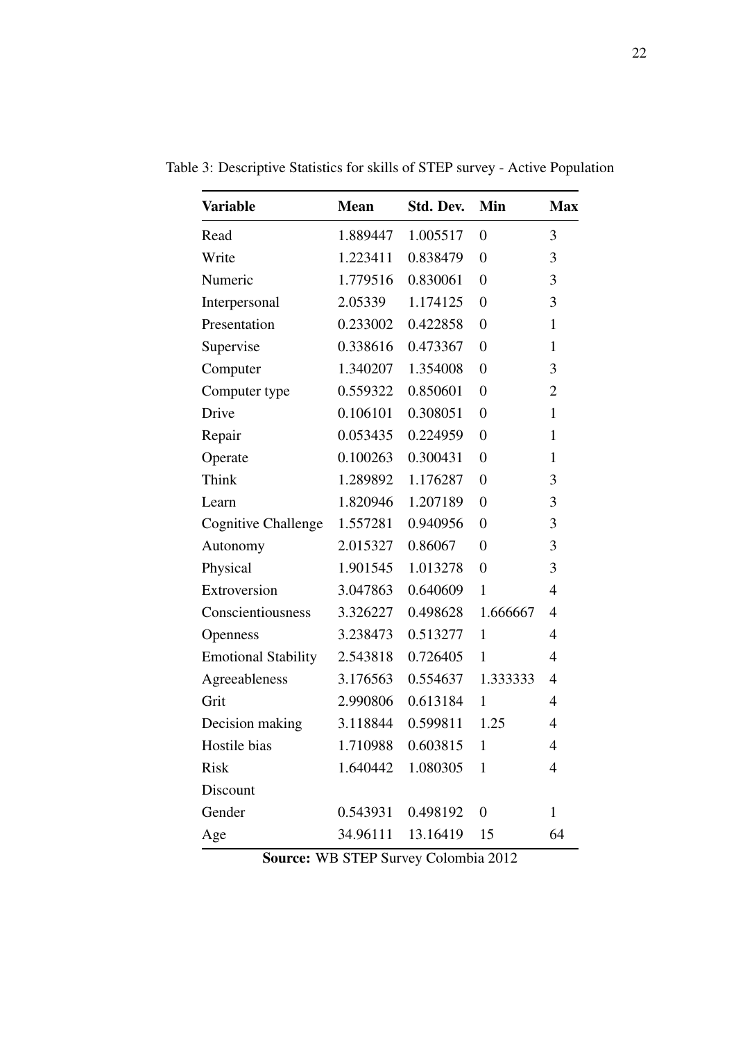Table 3: Descriptive Statistics for skills of STEP survey - Active Population

| **Variable** | **Mean** | **Std. Dev.** | **Min** | **Max** |
|---|---|---|---|---|
| Read | 1.889447 | 1.005517 | 0 | 3 |
| Write | 1.223411 | 0.838479 | 0 | 3 |
| Numeric | 1.779516 | 0.830061 | 0 | 3 |
| Interpersonal | 2.05339 | 1.174125 | 0 | 3 |
| Presentation | 0.233002 | 0.422858 | 0 | 1 |
| Supervise | 0.338616 | 0.473367 | 0 | 1 |
| Computer | 1.340207 | 1.354008 | 0 | 3 |
| Computer type | 0.559322 | 0.850601 | 0 | 2 |
| Drive | 0.106101 | 0.308051 | 0 | 1 |
| Repair | 0.053435 | 0.224959 | 0 | 1 |
| Operate | 0.100263 | 0.300431 | 0 | 1 |
| Think | 1.289892 | 1.176287 | 0 | 3 |
| Learn | 1.820946 | 1.207189 | 0 | 3 |
| Cognitive Challenge | 1.557281 | 0.940956 | 0 | 3 |
| Autonomy | 2.015327 | 0.86067 | 0 | 3 |
| Physical | 1.901545 | 1.013278 | 0 | 3 |
| Extroversion | 3.047863 | 0.640609 | 1 | 4 |
| Conscientiousness | 3.326227 | 0.498628 | 1.666667 | 4 |
| Openness | 3.238473 | 0.513277 | 1 | 4 |
| Emotional Stability | 2.543818 | 0.726405 | 1 | 4 |
| Agreeableness | 3.176563 | 0.554637 | 1.333333 | 4 |
| Grit | 2.990806 | 0.613184 | 1 | 4 |
| Decision making | 3.118844 | 0.599811 | 1.25 | 4 |
| Hostile bias | 1.710988 | 0.603815 | 1 | 4 |
| Risk | 1.640442 | 1.080305 | 1 | 4 |
| Discount | | | | |
| Gender | 0.543931 | 0.498192 | 0 | 1 |
| Age | 34.96111 | 13.16419 | 15 | 64 |

**Source:** WB STEP Survey Colombia 2012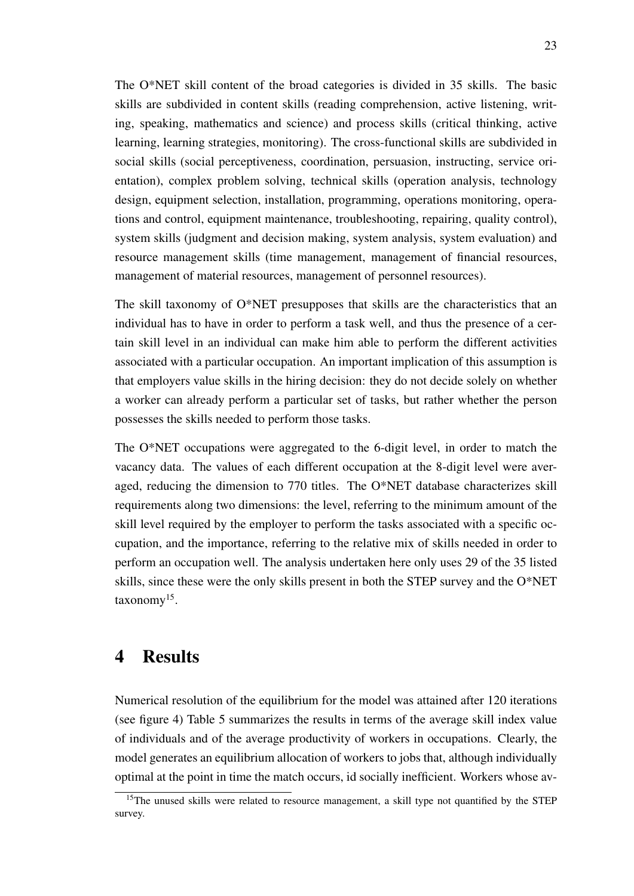The O*NET skill content of the broad categories is divided in 35 skills. The basic skills are subdivided in content skills (reading comprehension, active listening, writing, speaking, mathematics and science) and process skills (critical thinking, active learning, learning strategies, monitoring). The cross-functional skills are subdivided in social skills (social perceptiveness, coordination, persuasion, instructing, service orientation), complex problem solving, technical skills (operation analysis, technology design, equipment selection, installation, programming, operations monitoring, operations and control, equipment maintenance, troubleshooting, repairing, quality control), system skills (judgment and decision making, system analysis, system evaluation) and resource management skills (time management, management of financial resources, management of material resources, management of personnel resources).

The skill taxonomy of O*NET presupposes that skills are the characteristics that an individual has to have in order to perform a task well, and thus the presence of a certain skill level in an individual can make him able to perform the different activities associated with a particular occupation. An important implication of this assumption is that employers value skills in the hiring decision: they do not decide solely on whether a worker can already perform a particular set of tasks, but rather whether the person possesses the skills needed to perform those tasks.

The O*NET occupations were aggregated to the 6-digit level, in order to match the vacancy data. The values of each different occupation at the 8-digit level were averaged, reducing the dimension to 770 titles. The O*NET database characterizes skill requirements along two dimensions: the level, referring to the minimum amount of the skill level required by the employer to perform the tasks associated with a specific occupation, and the importance, referring to the relative mix of skills needed in order to perform an occupation well. The analysis undertaken here only uses 29 of the 35 listed skills, since these were the only skills present in both the STEP survey and the O*NET taxonomy[15].

# 4 Results

Numerical resolution of the equilibrium for the model was attained after 120 iterations (see figure 4) Table 5 summarizes the results in terms of the average skill index value of individuals and of the average productivity of workers in occupations. Clearly, the model generates an equilibrium allocation of workers to jobs that, although individually optimal at the point in time the match occurs, id socially inefficient. Workers whose av-

[15] The unused skills were related to resource management, a skill type not quantified by the STEP survey.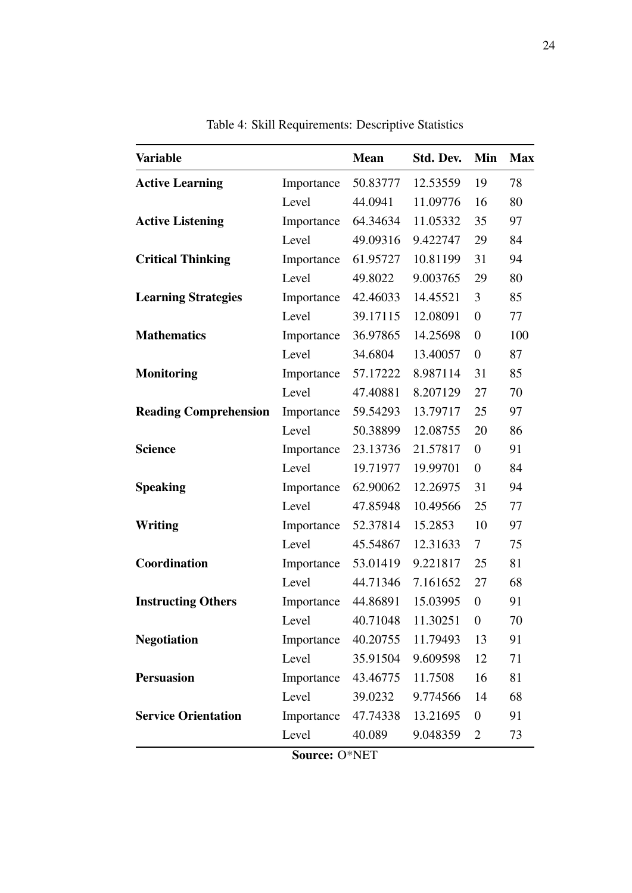Table 4: Skill Requirements: Descriptive Statistics

| Variable | | Mean | Std. Dev. | Min | Max |
|---|---|---|---|---|---|
| **Active Learning** | Importance | 50.83777 | 12.53559 | 19 | 78 |
| | Level | 44.0941 | 11.09776 | 16 | 80 |
| **Active Listening** | Importance | 64.34634 | 11.05332 | 35 | 97 |
| | Level | 49.09316 | 9.422747 | 29 | 84 |
| **Critical Thinking** | Importance | 61.95727 | 10.81199 | 31 | 94 |
| | Level | 49.8022 | 9.003765 | 29 | 80 |
| **Learning Strategies** | Importance | 42.46033 | 14.45521 | 3 | 85 |
| | Level | 39.17115 | 12.08091 | 0 | 77 |
| **Mathematics** | Importance | 36.97865 | 14.25698 | 0 | 100 |
| | Level | 34.6804 | 13.40057 | 0 | 87 |
| **Monitoring** | Importance | 57.17222 | 8.987114 | 31 | 85 |
| | Level | 47.40881 | 8.207129 | 27 | 70 |
| **Reading Comprehension** | Importance | 59.54293 | 13.79717 | 25 | 97 |
| | Level | 50.38899 | 12.08755 | 20 | 86 |
| **Science** | Importance | 23.13736 | 21.57817 | 0 | 91 |
| | Level | 19.71977 | 19.99701 | 0 | 84 |
| **Speaking** | Importance | 62.90062 | 12.26975 | 31 | 94 |
| | Level | 47.85948 | 10.49566 | 25 | 77 |
| **Writing** | Importance | 52.37814 | 15.2853 | 10 | 97 |
| | Level | 45.54867 | 12.31633 | 7 | 75 |
| **Coordination** | Importance | 53.01419 | 9.221817 | 25 | 81 |
| | Level | 44.71346 | 7.161652 | 27 | 68 |
| **Instructing Others** | Importance | 44.86891 | 15.03995 | 0 | 91 |
| | Level | 40.71048 | 11.30251 | 0 | 70 |
| **Negotiation** | Importance | 40.20755 | 11.79493 | 13 | 91 |
| | Level | 35.91504 | 9.609598 | 12 | 71 |
| **Persuasion** | Importance | 43.46775 | 11.7508 | 16 | 81 |
| | Level | 39.0232 | 9.774566 | 14 | 68 |
| **Service Orientation** | Importance | 47.74338 | 13.21695 | 0 | 91 |
| | Level | 40.089 | 9.048359 | 2 | 73 |

**Source:** O*NET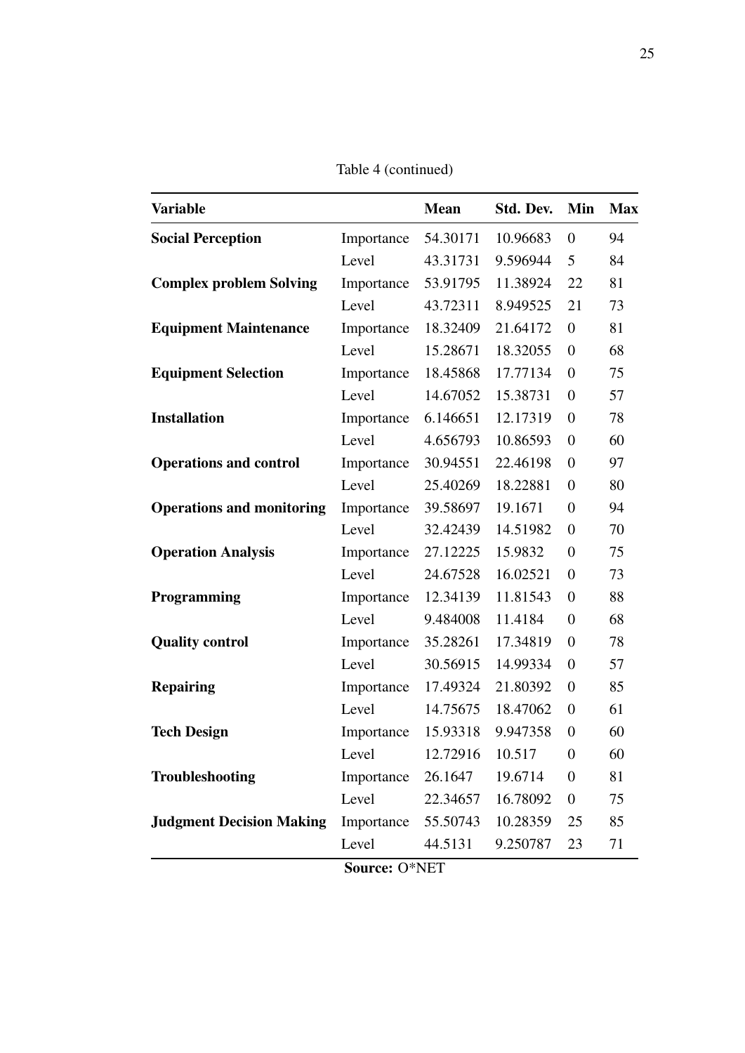Table 4 (continued)

| Variable | | Mean | Std. Dev. | Min | Max |
|---|---|---|---|---|---|
| **Social Perception** | Importance | 54.30171 | 10.96683 | 0 | 94 |
| | Level | 43.31731 | 9.596944 | 5 | 84 |
| **Complex problem Solving** | Importance | 53.91795 | 11.38924 | 22 | 81 |
| | Level | 43.72311 | 8.949525 | 21 | 73 |
| **Equipment Maintenance** | Importance | 18.32409 | 21.64172 | 0 | 81 |
| | Level | 15.28671 | 18.32055 | 0 | 68 |
| **Equipment Selection** | Importance | 18.45868 | 17.77134 | 0 | 75 |
| | Level | 14.67052 | 15.38731 | 0 | 57 |
| **Installation** | Importance | 6.146651 | 12.17319 | 0 | 78 |
| | Level | 4.656793 | 10.86593 | 0 | 60 |
| **Operations and control** | Importance | 30.94551 | 22.46198 | 0 | 97 |
| | Level | 25.40269 | 18.22881 | 0 | 80 |
| **Operations and monitoring** | Importance | 39.58697 | 19.1671 | 0 | 94 |
| | Level | 32.42439 | 14.51982 | 0 | 70 |
| **Operation Analysis** | Importance | 27.12225 | 15.9832 | 0 | 75 |
| | Level | 24.67528 | 16.02521 | 0 | 73 |
| **Programming** | Importance | 12.34139 | 11.81543 | 0 | 88 |
| | Level | 9.484008 | 11.4184 | 0 | 68 |
| **Quality control** | Importance | 35.28261 | 17.34819 | 0 | 78 |
| | Level | 30.56915 | 14.99334 | 0 | 57 |
| **Repairing** | Importance | 17.49324 | 21.80392 | 0 | 85 |
| | Level | 14.75675 | 18.47062 | 0 | 61 |
| **Tech Design** | Importance | 15.93318 | 9.947358 | 0 | 60 |
| | Level | 12.72916 | 10.517 | 0 | 60 |
| **Troubleshooting** | Importance | 26.1647 | 19.6714 | 0 | 81 |
| | Level | 22.34657 | 16.78092 | 0 | 75 |
| **Judgment Decision Making** | Importance | 55.50743 | 10.28359 | 25 | 85 |
| | Level | 44.5131 | 9.250787 | 23 | 71 |

**Source:** O*NET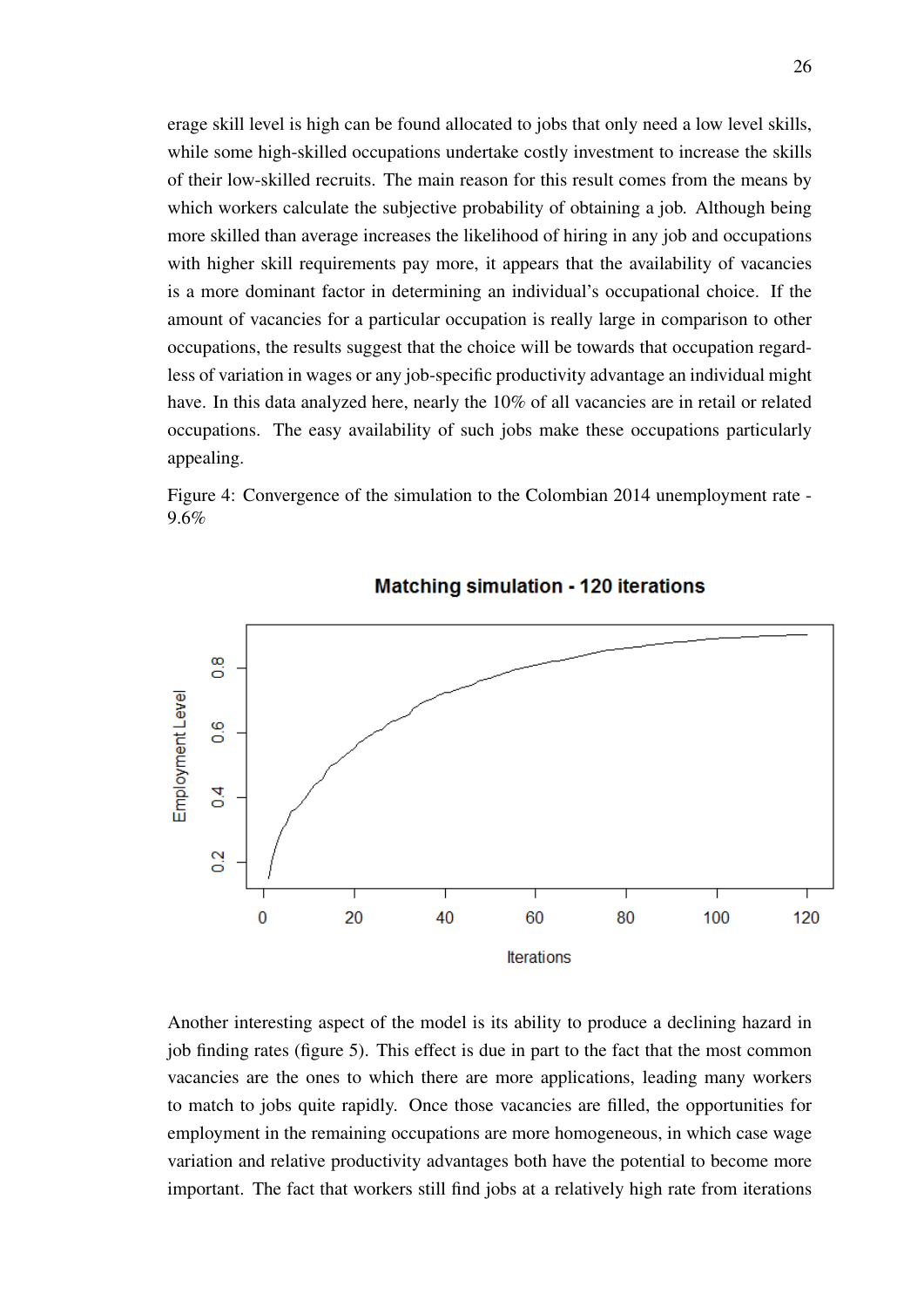erage skill level is high can be found allocated to jobs that only need a low level skills, while some high-skilled occupations undertake costly investment to increase the skills of their low-skilled recruits. The main reason for this result comes from the means by which workers calculate the subjective probability of obtaining a job. Although being more skilled than average increases the likelihood of hiring in any job and occupations with higher skill requirements pay more, it appears that the availability of vacancies is a more dominant factor in determining an individual's occupational choice. If the amount of vacancies for a particular occupation is really large in comparison to other occupations, the results suggest that the choice will be towards that occupation regardless of variation in wages or any job-specific productivity advantage an individual might have. In this data analyzed here, nearly the 10% of all vacancies are in retail or related occupations. The easy availability of such jobs make these occupations particularly appealing.

Figure 4: Convergence of the simulation to the Colombian 2014 unemployment rate - 9.6%

Another interesting aspect of the model is its ability to produce a declining hazard in job finding rates (figure 5). This effect is due in part to the fact that the most common vacancies are the ones to which there are more applications, leading many workers to match to jobs quite rapidly. Once those vacancies are filled, the opportunities for employment in the remaining occupations are more homogeneous, in which case wage variation and relative productivity advantages both have the potential to become more important. The fact that workers still find jobs at a relatively high rate from iterations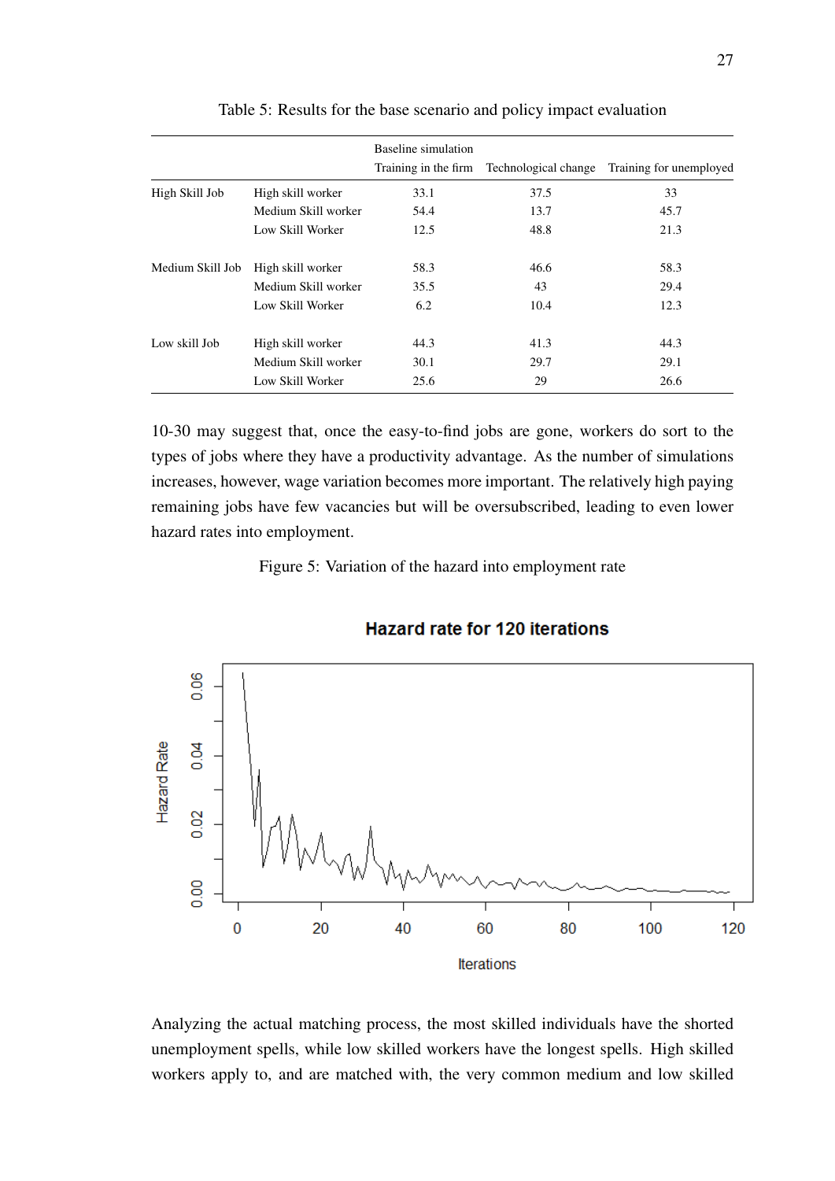Table 5: Results for the base scenario and policy impact evaluation

| | | Baseline simulation | | |
|---|---|---|---|---|
| | | Training in the firm | Technological change | Training for unemployed |
| High Skill Job | High skill worker | 33.1 | 37.5 | 33 |
| | Medium Skill worker | 54.4 | 13.7 | 45.7 |
| | Low Skill Worker | 12.5 | 48.8 | 21.3 |
| Medium Skill Job | High skill worker | 58.3 | 46.6 | 58.3 |
| | Medium Skill worker | 35.5 | 43 | 29.4 |
| | Low Skill Worker | 6.2 | 10.4 | 12.3 |
| Low skill Job | High skill worker | 44.3 | 41.3 | 44.3 |
| | Medium Skill worker | 30.1 | 29.7 | 29.1 |
| | Low Skill Worker | 25.6 | 29 | 26.6 |

10-30 may suggest that, once the easy-to-find jobs are gone, workers do sort to the types of jobs where they have a productivity advantage. As the number of simulations increases, however, wage variation becomes more important. The relatively high paying remaining jobs have few vacancies but will be oversubscribed, leading to even lower hazard rates into employment.

Figure 5: Variation of the hazard into employment rate

Analyzing the actual matching process, the most skilled individuals have the shorted unemployment spells, while low skilled workers have the longest spells. High skilled workers apply to, and are matched with, the very common medium and low skilled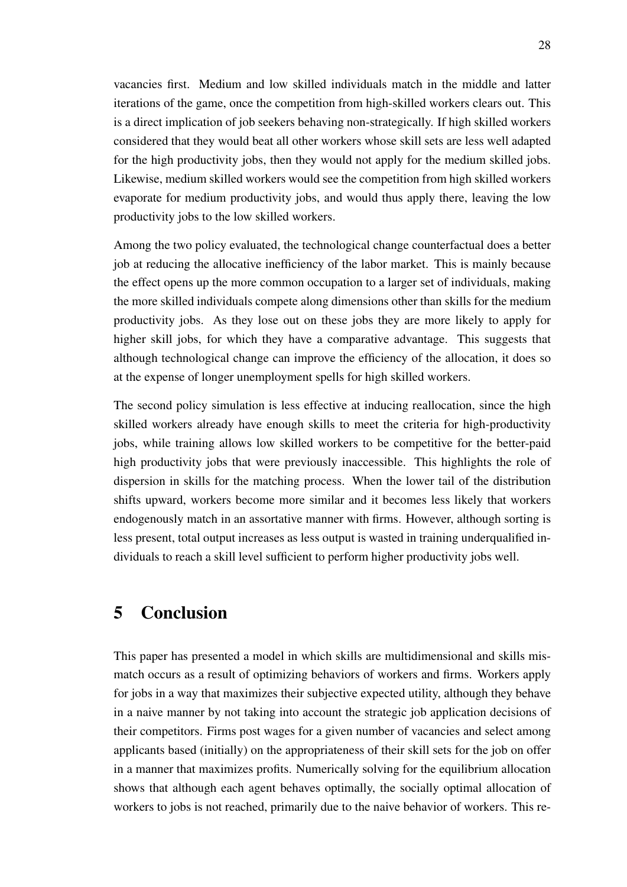vacancies first. Medium and low skilled individuals match in the middle and latter iterations of the game, once the competition from high-skilled workers clears out. This is a direct implication of job seekers behaving non-strategically. If high skilled workers considered that they would beat all other workers whose skill sets are less well adapted for the high productivity jobs, then they would not apply for the medium skilled jobs. Likewise, medium skilled workers would see the competition from high skilled workers evaporate for medium productivity jobs, and would thus apply there, leaving the low productivity jobs to the low skilled workers.

Among the two policy evaluated, the technological change counterfactual does a better job at reducing the allocative inefficiency of the labor market. This is mainly because the effect opens up the more common occupation to a larger set of individuals, making the more skilled individuals compete along dimensions other than skills for the medium productivity jobs. As they lose out on these jobs they are more likely to apply for higher skill jobs, for which they have a comparative advantage. This suggests that although technological change can improve the efficiency of the allocation, it does so at the expense of longer unemployment spells for high skilled workers.

The second policy simulation is less effective at inducing reallocation, since the high skilled workers already have enough skills to meet the criteria for high-productivity jobs, while training allows low skilled workers to be competitive for the better-paid high productivity jobs that were previously inaccessible. This highlights the role of dispersion in skills for the matching process. When the lower tail of the distribution shifts upward, workers become more similar and it becomes less likely that workers endogenously match in an assortative manner with firms. However, although sorting is less present, total output increases as less output is wasted in training underqualified individuals to reach a skill level sufficient to perform higher productivity jobs well.

# 5 Conclusion

This paper has presented a model in which skills are multidimensional and skills mismatch occurs as a result of optimizing behaviors of workers and firms. Workers apply for jobs in a way that maximizes their subjective expected utility, although they behave in a naive manner by not taking into account the strategic job application decisions of their competitors. Firms post wages for a given number of vacancies and select among applicants based (initially) on the appropriateness of their skill sets for the job on offer in a manner that maximizes profits. Numerically solving for the equilibrium allocation shows that although each agent behaves optimally, the socially optimal allocation of workers to jobs is not reached, primarily due to the naive behavior of workers. This re-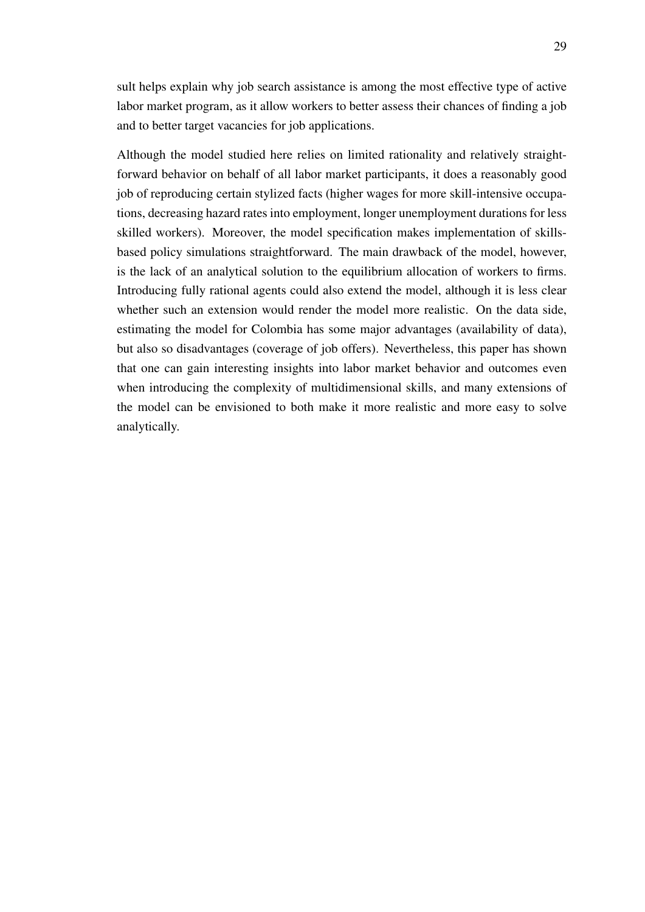sult helps explain why job search assistance is among the most effective type of active labor market program, as it allow workers to better assess their chances of finding a job and to better target vacancies for job applications.

Although the model studied here relies on limited rationality and relatively straightforward behavior on behalf of all labor market participants, it does a reasonably good job of reproducing certain stylized facts (higher wages for more skill-intensive occupations, decreasing hazard rates into employment, longer unemployment durations for less skilled workers). Moreover, the model specification makes implementation of skills-based policy simulations straightforward. The main drawback of the model, however, is the lack of an analytical solution to the equilibrium allocation of workers to firms. Introducing fully rational agents could also extend the model, although it is less clear whether such an extension would render the model more realistic. On the data side, estimating the model for Colombia has some major advantages (availability of data), but also so disadvantages (coverage of job offers). Nevertheless, this paper has shown that one can gain interesting insights into labor market behavior and outcomes even when introducing the complexity of multidimensional skills, and many extensions of the model can be envisioned to both make it more realistic and more easy to solve analytically.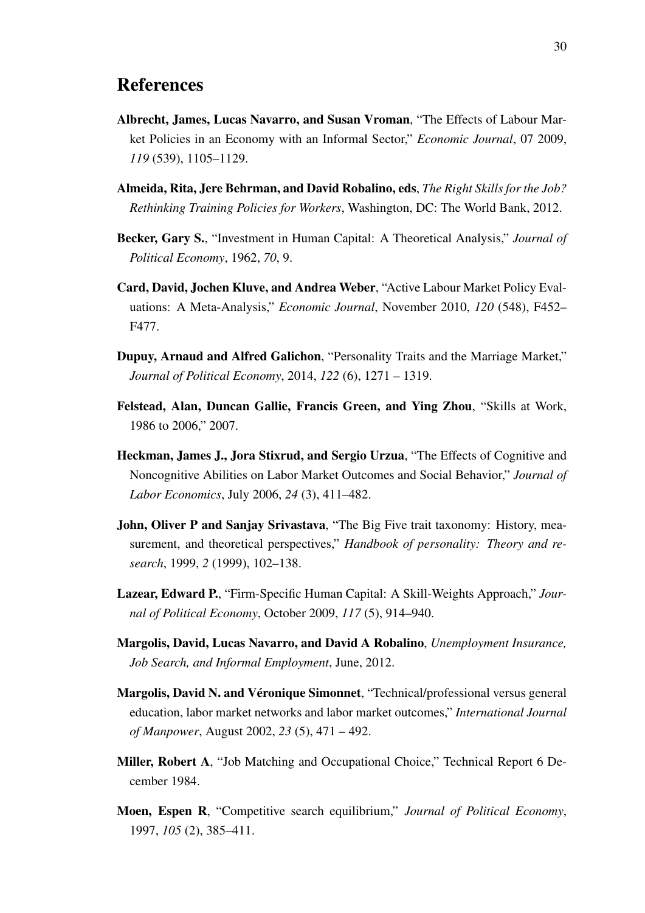# References

**Albrecht, James, Lucas Navarro, and Susan Vroman**, "The Effects of Labour Market Policies in an Economy with an Informal Sector," *Economic Journal*, 07 2009, *119* (539), 1105–1129.

**Almeida, Rita, Jere Behrman, and David Robalino, eds**, *The Right Skills for the Job? Rethinking Training Policies for Workers*, Washington, DC: The World Bank, 2012.

**Becker, Gary S.**, "Investment in Human Capital: A Theoretical Analysis," *Journal of Political Economy*, 1962, *70*, 9.

**Card, David, Jochen Kluve, and Andrea Weber**, "Active Labour Market Policy Evaluations: A Meta-Analysis," *Economic Journal*, November 2010, *120* (548), F452–F477.

**Dupuy, Arnaud and Alfred Galichon**, "Personality Traits and the Marriage Market," *Journal of Political Economy*, 2014, *122* (6), 1271 – 1319.

**Felstead, Alan, Duncan Gallie, Francis Green, and Ying Zhou**, "Skills at Work, 1986 to 2006," 2007.

**Heckman, James J., Jora Stixrud, and Sergio Urzua**, "The Effects of Cognitive and Noncognitive Abilities on Labor Market Outcomes and Social Behavior," *Journal of Labor Economics*, July 2006, *24* (3), 411–482.

**John, Oliver P and Sanjay Srivastava**, "The Big Five trait taxonomy: History, measurement, and theoretical perspectives," *Handbook of personality: Theory and research*, 1999, *2* (1999), 102–138.

**Lazear, Edward P.**, "Firm-Specific Human Capital: A Skill-Weights Approach," *Journal of Political Economy*, October 2009, *117* (5), 914–940.

**Margolis, David, Lucas Navarro, and David A Robalino**, *Unemployment Insurance, Job Search, and Informal Employment*, June, 2012.

**Margolis, David N. and Véronique Simonnet**, "Technical/professional versus general education, labor market networks and labor market outcomes," *International Journal of Manpower*, August 2002, *23* (5), 471 – 492.

**Miller, Robert A**, "Job Matching and Occupational Choice," Technical Report 6 December 1984.

**Moen, Espen R**, "Competitive search equilibrium," *Journal of Political Economy*, 1997, *105* (2), 385–411.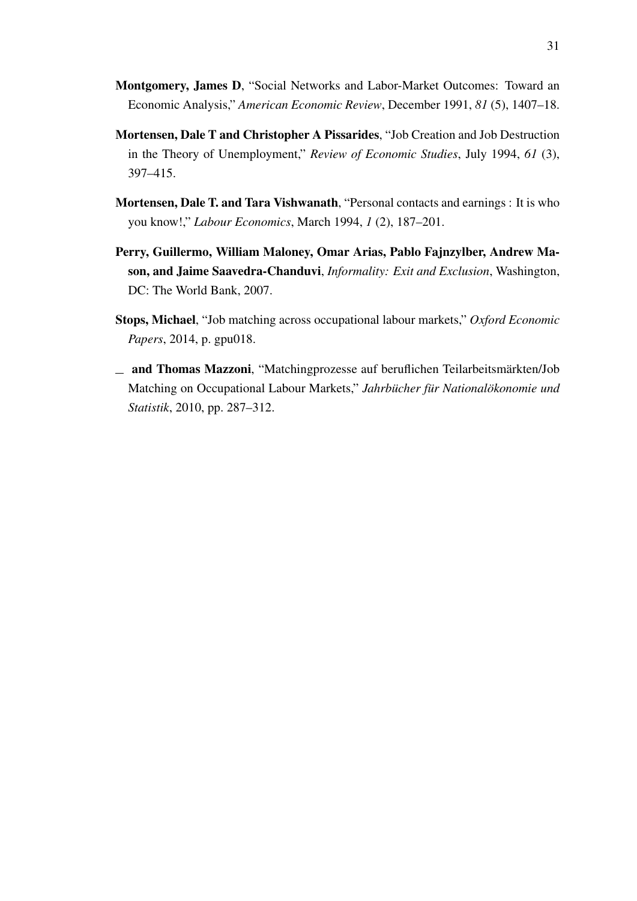**Montgomery, James D**, "Social Networks and Labor-Market Outcomes: Toward an Economic Analysis," *American Economic Review*, December 1991, *81* (5), 1407–18.

**Mortensen, Dale T and Christopher A Pissarides**, "Job Creation and Job Destruction in the Theory of Unemployment," *Review of Economic Studies*, July 1994, *61* (3), 397–415.

**Mortensen, Dale T. and Tara Vishwanath**, "Personal contacts and earnings : It is who you know!," *Labour Economics*, March 1994, *1* (2), 187–201.

**Perry, Guillermo, William Maloney, Omar Arias, Pablo Fajnzylber, Andrew Mason, and Jaime Saavedra-Chanduvi**, *Informality: Exit and Exclusion*, Washington, DC: The World Bank, 2007.

**Stops, Michael**, "Job matching across occupational labour markets," *Oxford Economic Papers*, 2014, p. gpu018.

__ **and Thomas Mazzoni**, "Matchingprozesse auf beruflichen Teilarbeitsmärkten/Job Matching on Occupational Labour Markets," *Jahrbücher für Nationalökonomie und Statistik*, 2010, pp. 287–312.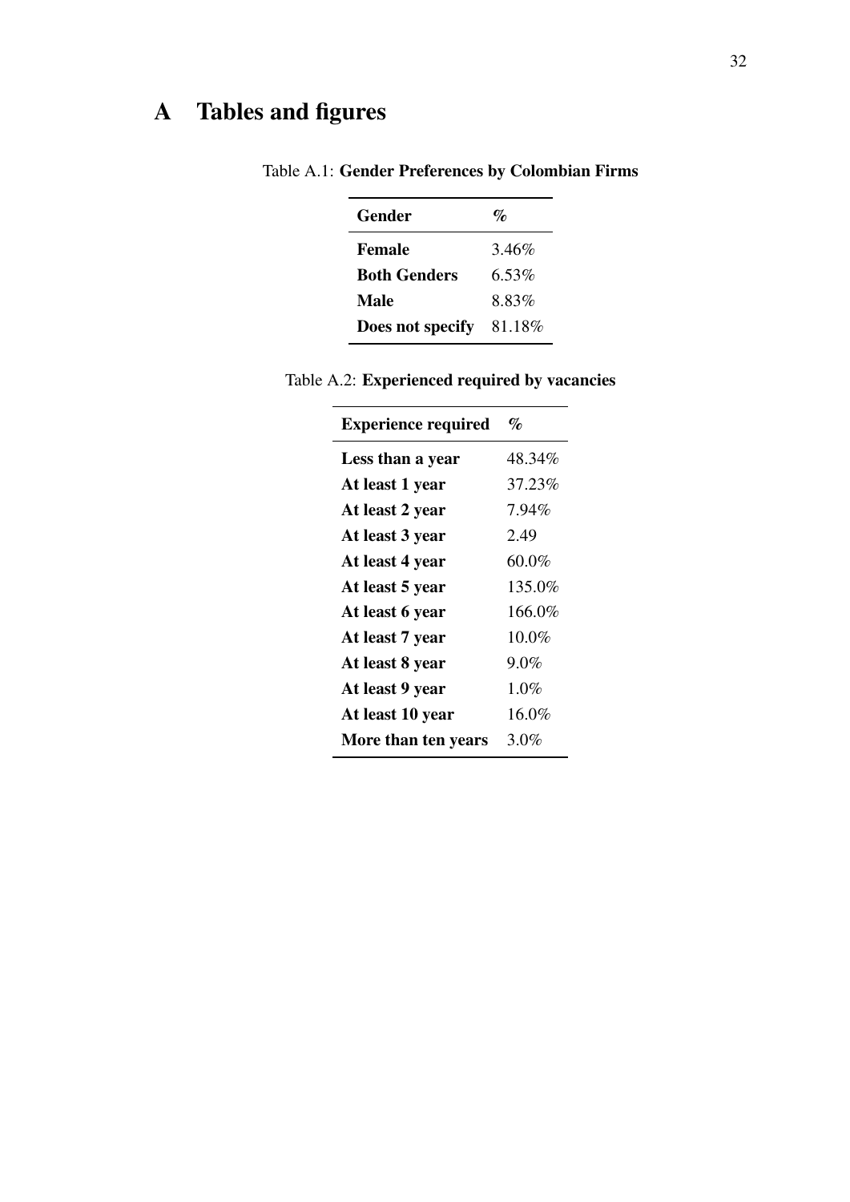# A Tables and figures

Table A.1: **Gender Preferences by Colombian Firms**

| Gender | % |
|---|---|
| **Female** | 3.46% |
| **Both Genders** | 6.53% |
| **Male** | 8.83% |
| **Does not specify** | 81.18% |

Table A.2: **Experienced required by vacancies**

| Experience required | % |
|---|---|
| **Less than a year** | 48.34% |
| **At least 1 year** | 37.23% |
| **At least 2 year** | 7.94% |
| **At least 3 year** | 2.49 |
| **At least 4 year** | 60.0% |
| **At least 5 year** | 135.0% |
| **At least 6 year** | 166.0% |
| **At least 7 year** | 10.0% |
| **At least 8 year** | 9.0% |
| **At least 9 year** | 1.0% |
| **At least 10 year** | 16.0% |
| **More than ten years** | 3.0% |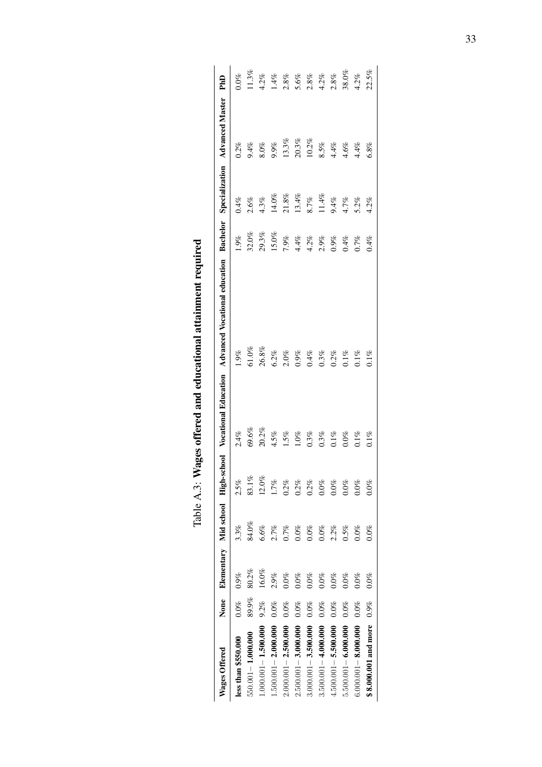Table A.3: **Wages offered and educational attainment required**

| **Wages Offered** | **None** | **Elementary** | **Mid school** | **High-school** | **Vocational Education** | **Advanced Vocational education** | **Bachelor** | **Specialization** | **Advanced Master** | **PhD** |
|---|---|---|---|---|---|---|---|---|---|---|
| **less than $550.000** | 0.0% | 0.9% | 3.3% | 2.5% | 2.4% | 1.9% | 1.9% | 0.4% | 0.2% | 0.0% |
| 550.001 – **1.000.000** | 89.9% | 80.2% | 84.0% | 83.1% | 69.6% | 61.0% | 32.0% | 2.6% | 9.4% | 11.3% |
| 1.000.001 – **1.500.000** | 9.2% | 16.0% | 6.6% | 12.0% | 20.2% | 26.8% | 29.3% | 4.3% | 8.0% | 4.2% |
| 1.500.001 – **2.000.000** | 0.0% | 2.9% | 2.7% | 1.7% | 4.5% | 6.2% | 15.0% | 14.0% | 9.9% | 1.4% |
| 2.000.001 – **2.500.000** | 0.0% | 0.0% | 0.7% | 0.2% | 1.5% | 2.0% | 7.9% | 21.8% | 13.3% | 2.8% |
| 2.500.001 – **3.000.000** | 0.0% | 0.0% | 0.0% | 0.2% | 1.0% | 0.9% | 4.4% | 13.4% | 20.3% | 5.6% |
| 3.000.001 – **3.500.000** | 0.0% | 0.0% | 0.0% | 0.2% | 0.3% | 0.4% | 4.2% | 8.7% | 10.2% | 2.8% |
| 3.500.001 – **4.000.000** | 0.0% | 0.0% | 0.0% | 0.0% | 0.3% | 0.3% | 2.9% | 11.4% | 8.5% | 4.2% |
| 4.500.001 – **5.500.000** | 0.0% | 0.0% | 2.2% | 0.0% | 0.1% | 0.2% | 0.9% | 9.4% | 4.4% | 2.8% |
| 5.500.001 – **6.000.000** | 0.0% | 0.0% | 0.5% | 0.0% | 0.0% | 0.1% | 0.4% | 4.7% | 4.6% | 38.0% |
| 6.000.001 – **8.000.000** | 0.0% | 0.0% | 0.0% | 0.0% | 0.1% | 0.1% | 0.7% | 5.2% | 4.4% | 4.2% |
| **$ 8.000.001 and more** | 0.9% | 0.0% | 0.0% | 0.0% | 0.1% | 0.1% | 0.4% | 4.2% | 6.8% | 22.5% |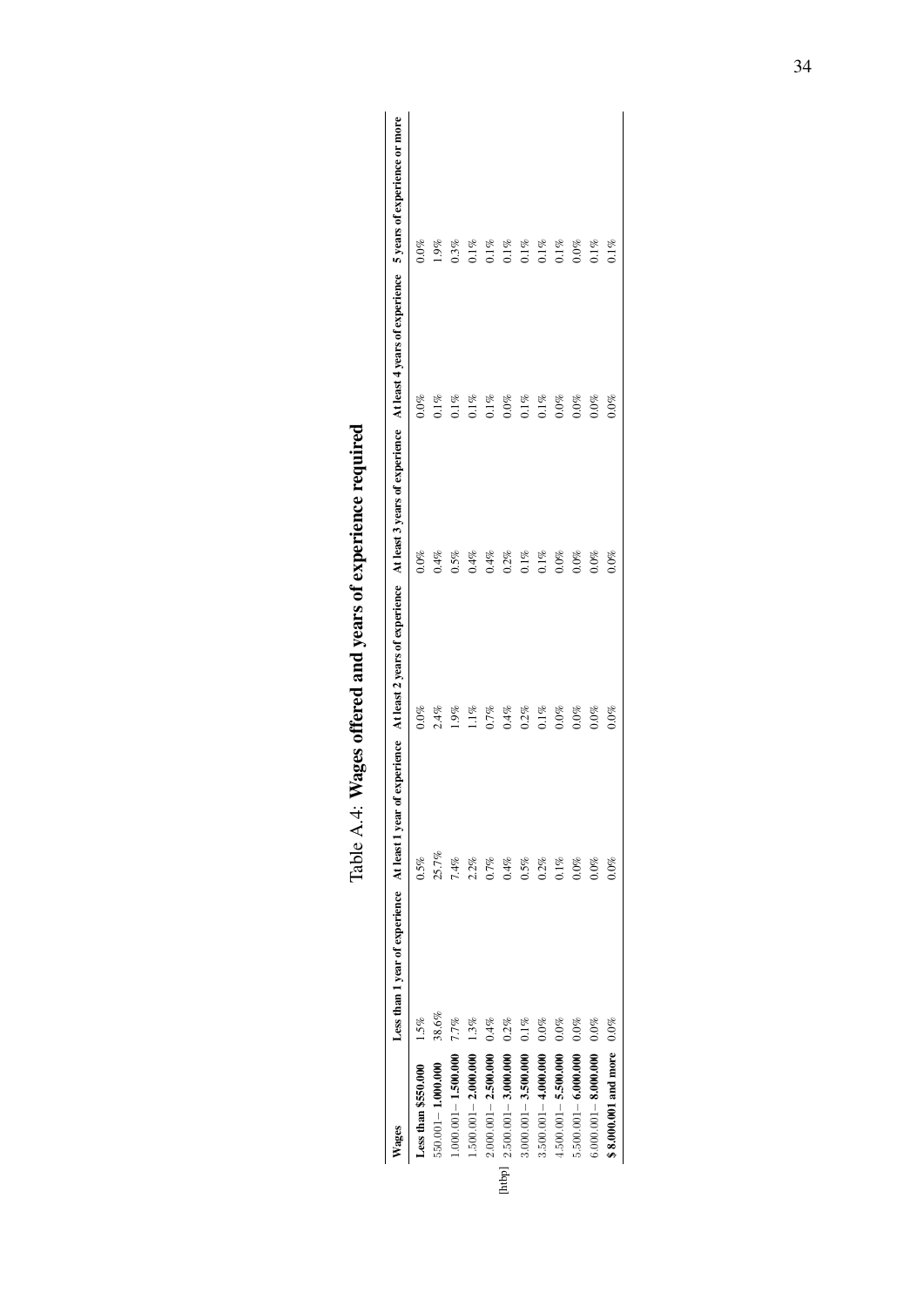Table A.4: **Wages offered and years of experience required**

| Wages | Less than 1 year of experience | At least 1 year of experience | At least 2 years of experience | At least 3 years of experience | At least 4 years of experience | 5 years of experience or more |
|---|---|---|---|---|---|---|
| **Less than $550.000** | 1.5% | 0.5% | 0.0% | 0.0% | 0.0% | 0.0% |
| 550.001 – **1.000.000** | 38.6% | 25.7% | 2.4% | 0.4% | 0.1% | 1.9% |
| 1.000.001 – **1.500.000** | 7.7% | 7.4% | 1.9% | 0.5% | 0.1% | 0.3% |
| 1.500.001 – **2.000.000** | 1.3% | 2.2% | 1.1% | 0.4% | 0.1% | 0.1% |
| 2.000.001 – **2.500.000** | 0.4% | 0.7% | 0.7% | 0.4% | 0.1% | 0.1% |
| 2.500.001 – **3.000.000** | 0.2% | 0.4% | 0.4% | 0.2% | 0.0% | 0.1% |
| 3.000.001 – **3.500.000** | 0.1% | 0.5% | 0.2% | 0.1% | 0.1% | 0.1% |
| 3.500.001 – **4.000.000** | 0.0% | 0.2% | 0.1% | 0.1% | 0.1% | 0.1% |
| 4.500.001 – **5.500.000** | 0.0% | 0.1% | 0.0% | 0.0% | 0.0% | 0.1% |
| 5.500.001 – **6.000.000** | 0.0% | 0.0% | 0.0% | 0.0% | 0.0% | 0.0% |
| 6.000.001 – **8.000.000** | 0.0% | 0.0% | 0.0% | 0.0% | 0.0% | 0.1% |
| **$ 8.000.001 and more** | 0.0% | 0.0% | 0.0% | 0.0% | 0.0% | 0.1% |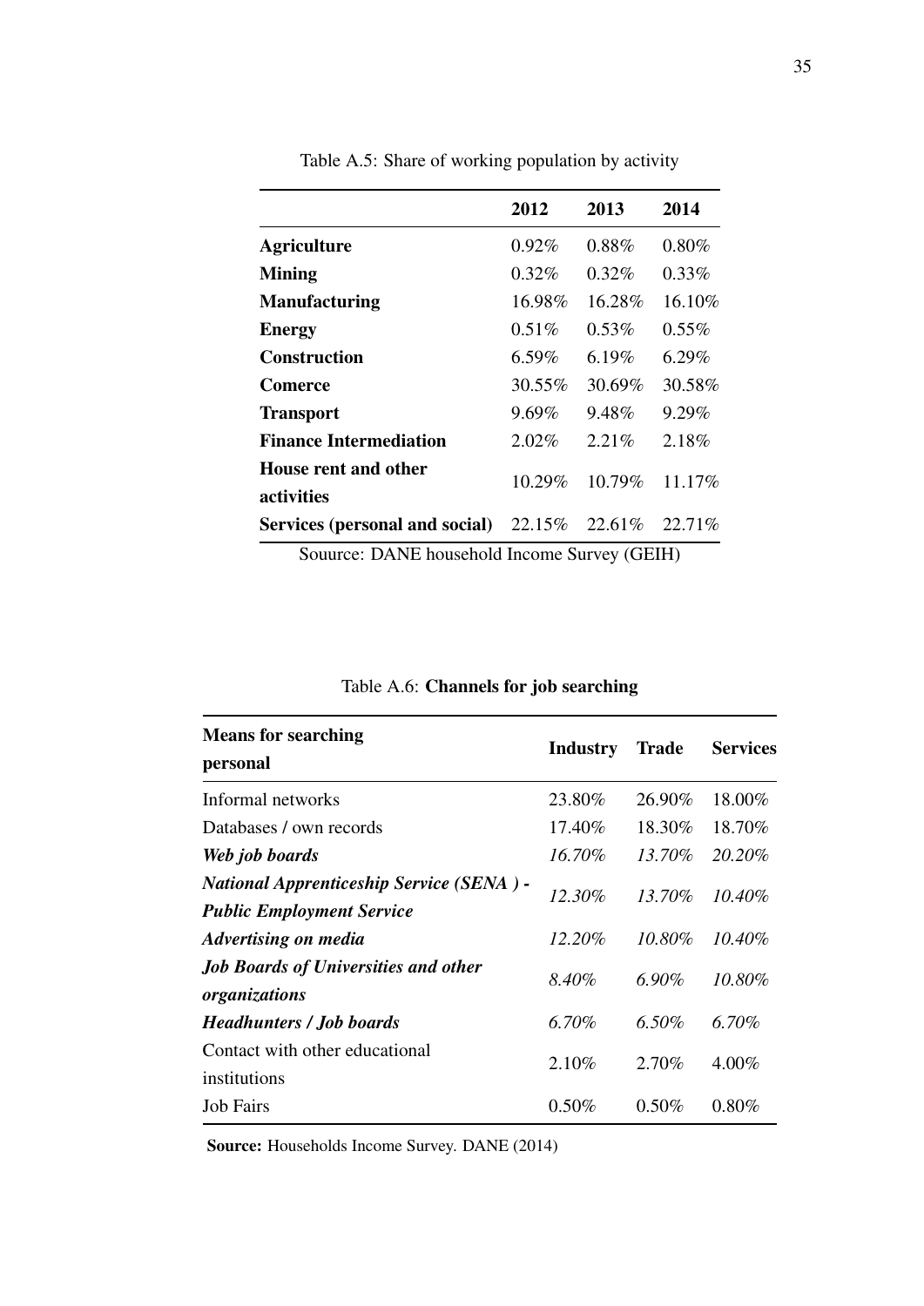Table A.5: Share of working population by activity

| | 2012 | 2013 | 2014 |
|---|---|---|---|
| **Agriculture** | 0.92% | 0.88% | 0.80% |
| **Mining** | 0.32% | 0.32% | 0.33% |
| **Manufacturing** | 16.98% | 16.28% | 16.10% |
| **Energy** | 0.51% | 0.53% | 0.55% |
| **Construction** | 6.59% | 6.19% | 6.29% |
| **Comerce** | 30.55% | 30.69% | 30.58% |
| **Transport** | 9.69% | 9.48% | 9.29% |
| **Finance Intermediation** | 2.02% | 2.21% | 2.18% |
| **House rent and other activities** | 10.29% | 10.79% | 11.17% |
| **Services (personal and social)** | 22.15% | 22.61% | 22.71% |

Souurce: DANE household Income Survey (GEIH)

Table A.6: **Channels for job searching**

| **Means for searching personal** | **Industry** | **Trade** | **Services** |
|---|---|---|---|
| Informal networks | 23.80% | 26.90% | 18.00% |
| Databases / own records | 17.40% | 18.30% | 18.70% |
| ***Web job boards*** | *16.70%* | *13.70%* | *20.20%* |
| ***National Apprenticeship Service (SENA ) - Public Employment Service*** | *12.30%* | *13.70%* | *10.40%* |
| ***Advertising on media*** | *12.20%* | *10.80%* | *10.40%* |
| ***Job Boards of Universities and other organizations*** | *8.40%* | *6.90%* | *10.80%* |
| ***Headhunters / Job boards*** | *6.70%* | *6.50%* | *6.70%* |
| Contact with other educational institutions | 2.10% | 2.70% | 4.00% |
| Job Fairs | 0.50% | 0.50% | 0.80% |

**Source:** Households Income Survey. DANE (2014)